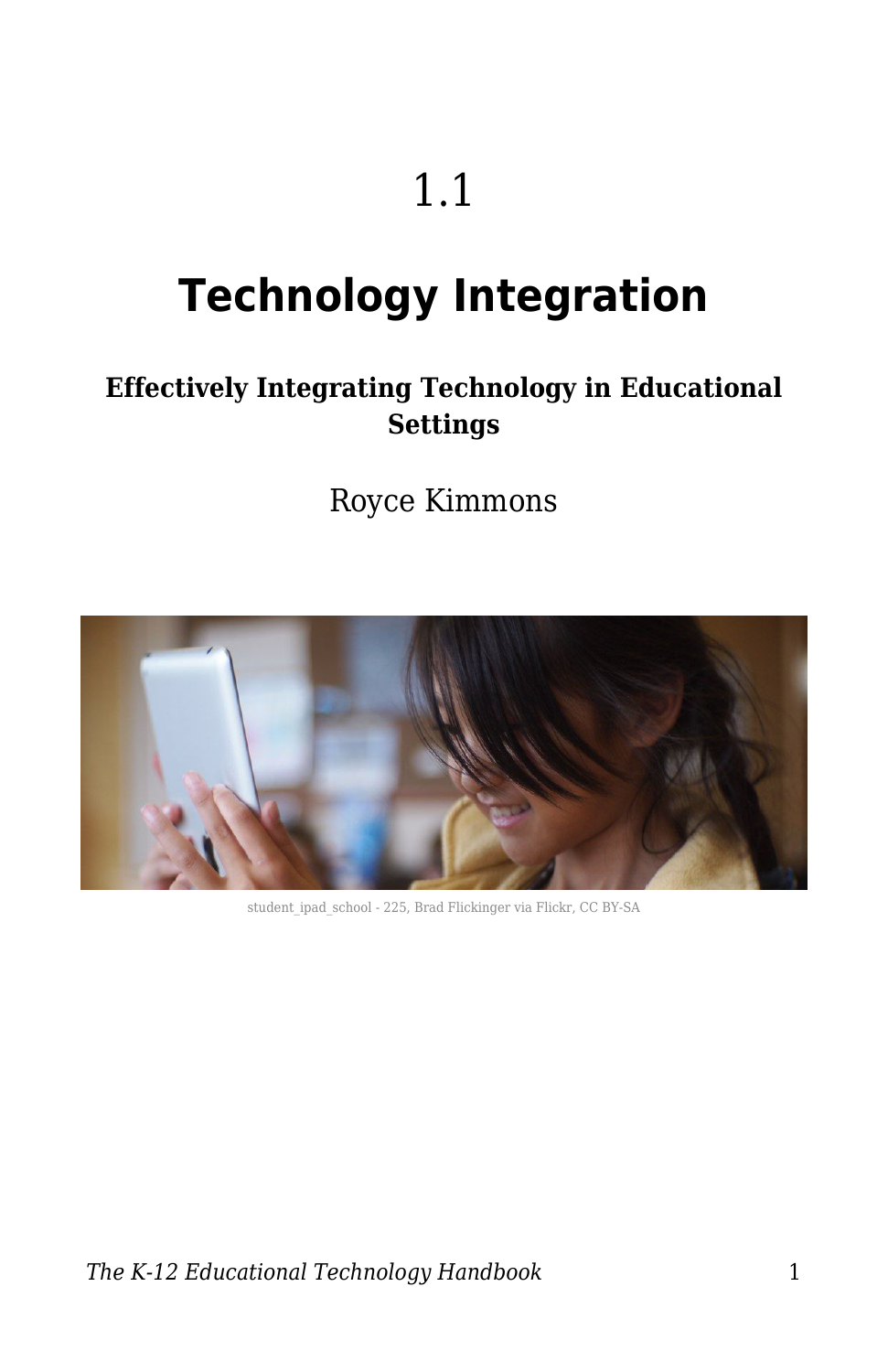# 1.1

# Technology Integration

### Effectively Integrating Technology in Educational Settings

Royce Kimmons

student_ipad_school - 225, Brad Flickinger via Flickr, CC BY-SA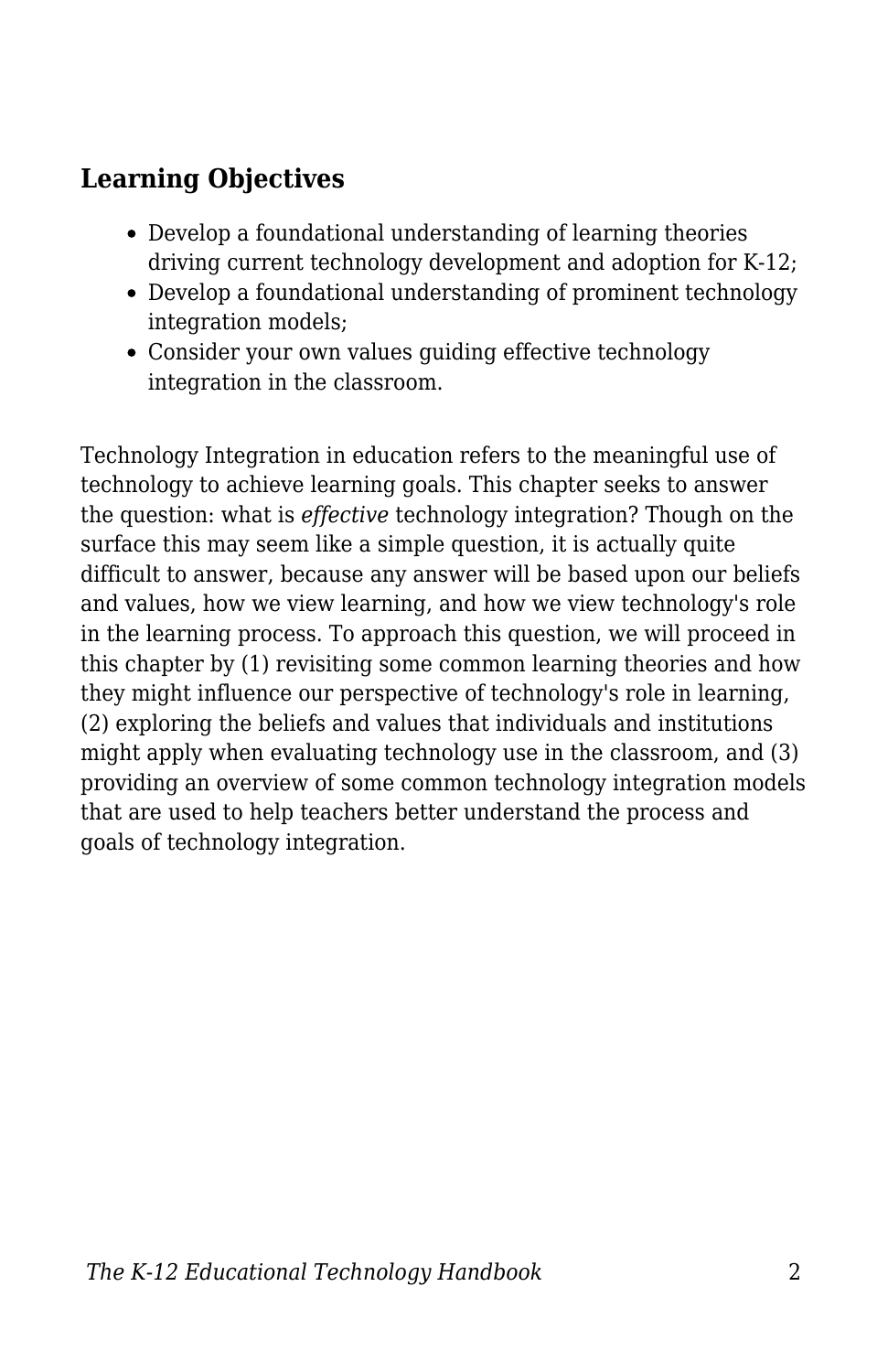## Learning Objectives

- Develop a foundational understanding of learning theories driving current technology development and adoption for K-12;
- Develop a foundational understanding of prominent technology integration models;
- Consider your own values guiding effective technology integration in the classroom.

Technology Integration in education refers to the meaningful use of technology to achieve learning goals. This chapter seeks to answer the question: what is *effective* technology integration? Though on the surface this may seem like a simple question, it is actually quite difficult to answer, because any answer will be based upon our beliefs and values, how we view learning, and how we view technology's role in the learning process. To approach this question, we will proceed in this chapter by (1) revisiting some common learning theories and how they might influence our perspective of technology's role in learning, (2) exploring the beliefs and values that individuals and institutions might apply when evaluating technology use in the classroom, and (3) providing an overview of some common technology integration models that are used to help teachers better understand the process and goals of technology integration.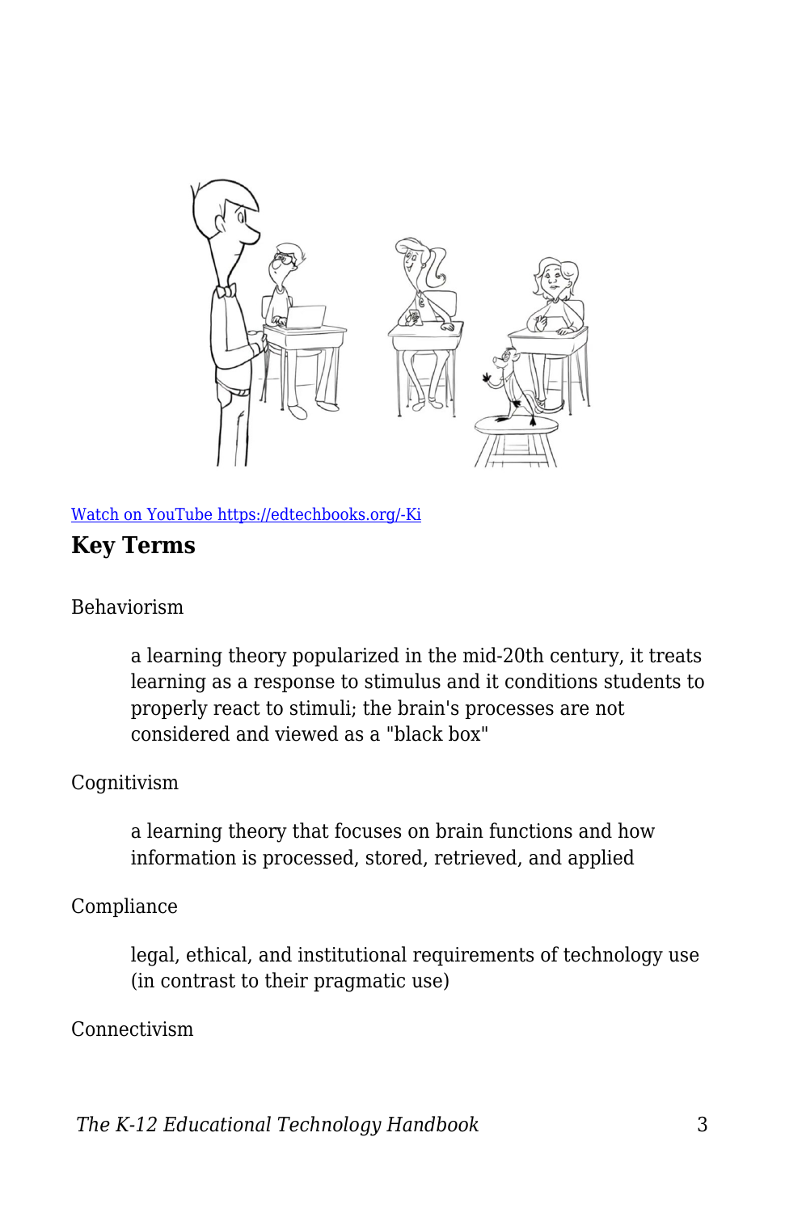[Watch on YouTube https://edtechbooks.org/-Ki](https://edtechbooks.org/-Ki)

## Key Terms

Behaviorism

> a learning theory popularized in the mid-20th century, it treats learning as a response to stimulus and it conditions students to properly react to stimuli; the brain's processes are not considered and viewed as a "black box"

Cognitivism

> a learning theory that focuses on brain functions and how information is processed, stored, retrieved, and applied

Compliance

> legal, ethical, and institutional requirements of technology use (in contrast to their pragmatic use)

Connectivism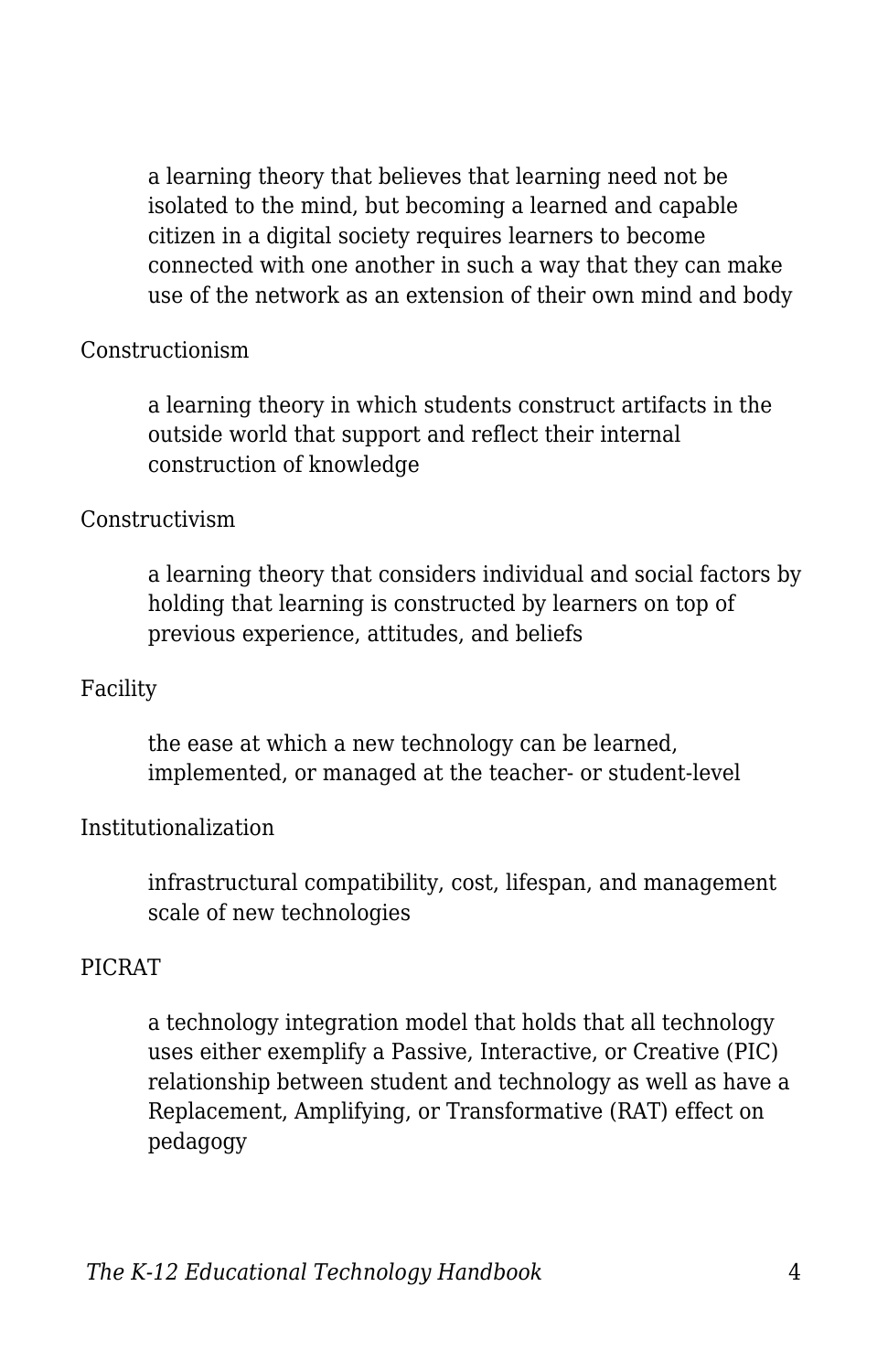a learning theory that believes that learning need not be isolated to the mind, but becoming a learned and capable citizen in a digital society requires learners to become connected with one another in such a way that they can make use of the network as an extension of their own mind and body

Constructionism

: a learning theory in which students construct artifacts in the outside world that support and reflect their internal construction of knowledge

Constructivism

: a learning theory that considers individual and social factors by holding that learning is constructed by learners on top of previous experience, attitudes, and beliefs

Facility

: the ease at which a new technology can be learned, implemented, or managed at the teacher- or student-level

Institutionalization

: infrastructural compatibility, cost, lifespan, and management scale of new technologies

PICRAT

: a technology integration model that holds that all technology uses either exemplify a Passive, Interactive, or Creative (PIC) relationship between student and technology as well as have a Replacement, Amplifying, or Transformative (RAT) effect on pedagogy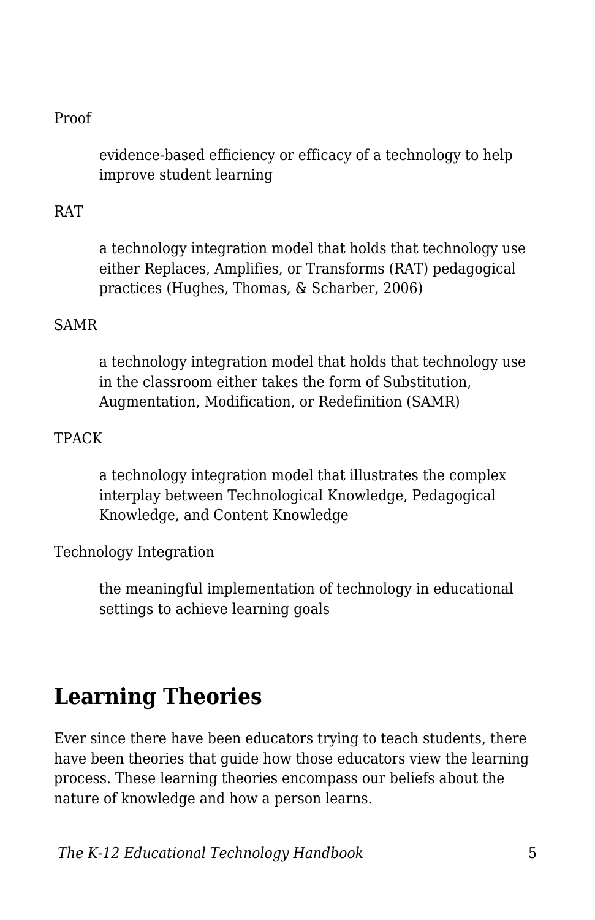Proof

: evidence-based efficiency or efficacy of a technology to help improve student learning

RAT

: a technology integration model that holds that technology use either Replaces, Amplifies, or Transforms (RAT) pedagogical practices (Hughes, Thomas, & Scharber, 2006)

SAMR

: a technology integration model that holds that technology use in the classroom either takes the form of Substitution, Augmentation, Modification, or Redefinition (SAMR)

TPACK

: a technology integration model that illustrates the complex interplay between Technological Knowledge, Pedagogical Knowledge, and Content Knowledge

Technology Integration

: the meaningful implementation of technology in educational settings to achieve learning goals

## Learning Theories

Ever since there have been educators trying to teach students, there have been theories that guide how those educators view the learning process. These learning theories encompass our beliefs about the nature of knowledge and how a person learns.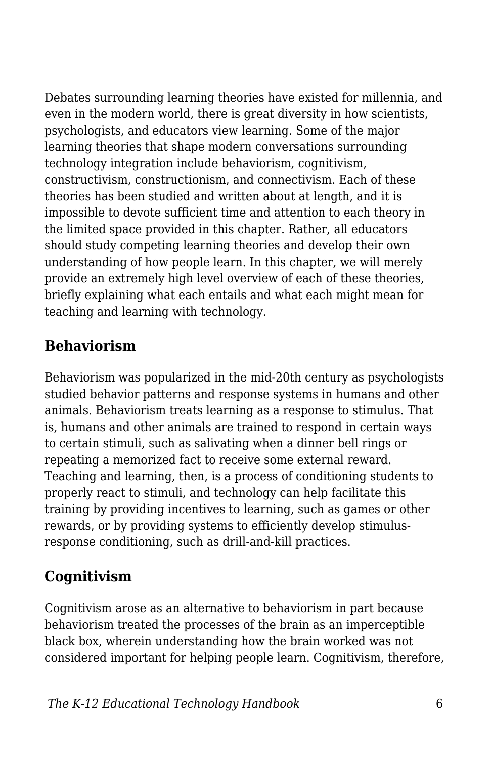Debates surrounding learning theories have existed for millennia, and even in the modern world, there is great diversity in how scientists, psychologists, and educators view learning. Some of the major learning theories that shape modern conversations surrounding technology integration include behaviorism, cognitivism, constructivism, constructionism, and connectivism. Each of these theories has been studied and written about at length, and it is impossible to devote sufficient time and attention to each theory in the limited space provided in this chapter. Rather, all educators should study competing learning theories and develop their own understanding of how people learn. In this chapter, we will merely provide an extremely high level overview of each of these theories, briefly explaining what each entails and what each might mean for teaching and learning with technology.

## Behaviorism

Behaviorism was popularized in the mid-20th century as psychologists studied behavior patterns and response systems in humans and other animals. Behaviorism treats learning as a response to stimulus. That is, humans and other animals are trained to respond in certain ways to certain stimuli, such as salivating when a dinner bell rings or repeating a memorized fact to receive some external reward. Teaching and learning, then, is a process of conditioning students to properly react to stimuli, and technology can help facilitate this training by providing incentives to learning, such as games or other rewards, or by providing systems to efficiently develop stimulus-response conditioning, such as drill-and-kill practices.

## Cognitivism

Cognitivism arose as an alternative to behaviorism in part because behaviorism treated the processes of the brain as an imperceptible black box, wherein understanding how the brain worked was not considered important for helping people learn. Cognitivism, therefore,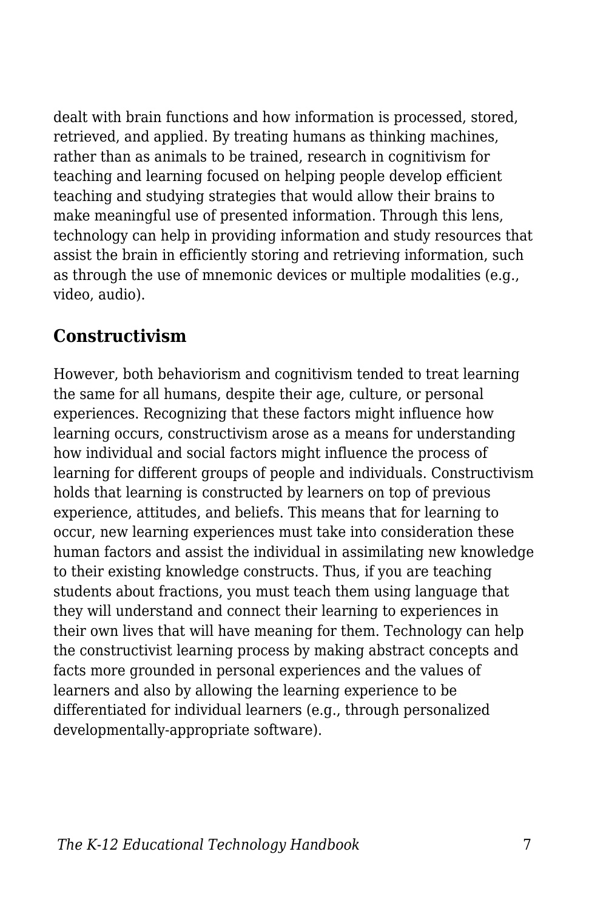dealt with brain functions and how information is processed, stored, retrieved, and applied. By treating humans as thinking machines, rather than as animals to be trained, research in cognitivism for teaching and learning focused on helping people develop efficient teaching and studying strategies that would allow their brains to make meaningful use of presented information. Through this lens, technology can help in providing information and study resources that assist the brain in efficiently storing and retrieving information, such as through the use of mnemonic devices or multiple modalities (e.g., video, audio).

## Constructivism

However, both behaviorism and cognitivism tended to treat learning the same for all humans, despite their age, culture, or personal experiences. Recognizing that these factors might influence how learning occurs, constructivism arose as a means for understanding how individual and social factors might influence the process of learning for different groups of people and individuals. Constructivism holds that learning is constructed by learners on top of previous experience, attitudes, and beliefs. This means that for learning to occur, new learning experiences must take into consideration these human factors and assist the individual in assimilating new knowledge to their existing knowledge constructs. Thus, if you are teaching students about fractions, you must teach them using language that they will understand and connect their learning to experiences in their own lives that will have meaning for them. Technology can help the constructivist learning process by making abstract concepts and facts more grounded in personal experiences and the values of learners and also by allowing the learning experience to be differentiated for individual learners (e.g., through personalized developmentally-appropriate software).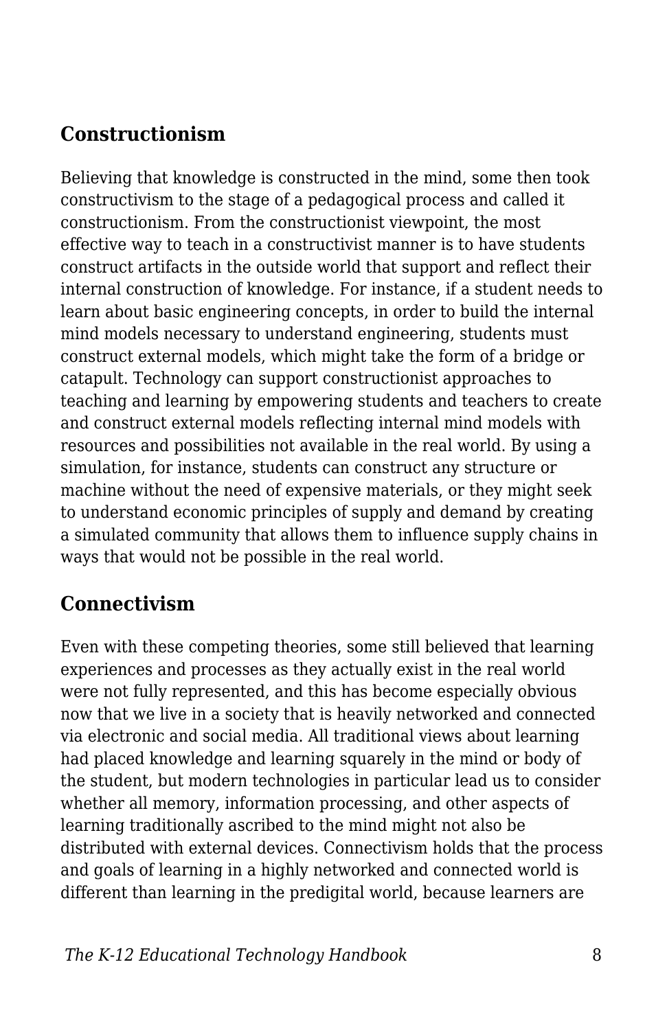## Constructionism

Believing that knowledge is constructed in the mind, some then took constructivism to the stage of a pedagogical process and called it constructionism. From the constructionist viewpoint, the most effective way to teach in a constructivist manner is to have students construct artifacts in the outside world that support and reflect their internal construction of knowledge. For instance, if a student needs to learn about basic engineering concepts, in order to build the internal mind models necessary to understand engineering, students must construct external models, which might take the form of a bridge or catapult. Technology can support constructionist approaches to teaching and learning by empowering students and teachers to create and construct external models reflecting internal mind models with resources and possibilities not available in the real world. By using a simulation, for instance, students can construct any structure or machine without the need of expensive materials, or they might seek to understand economic principles of supply and demand by creating a simulated community that allows them to influence supply chains in ways that would not be possible in the real world.

## Connectivism

Even with these competing theories, some still believed that learning experiences and processes as they actually exist in the real world were not fully represented, and this has become especially obvious now that we live in a society that is heavily networked and connected via electronic and social media. All traditional views about learning had placed knowledge and learning squarely in the mind or body of the student, but modern technologies in particular lead us to consider whether all memory, information processing, and other aspects of learning traditionally ascribed to the mind might not also be distributed with external devices. Connectivism holds that the process and goals of learning in a highly networked and connected world is different than learning in the predigital world, because learners are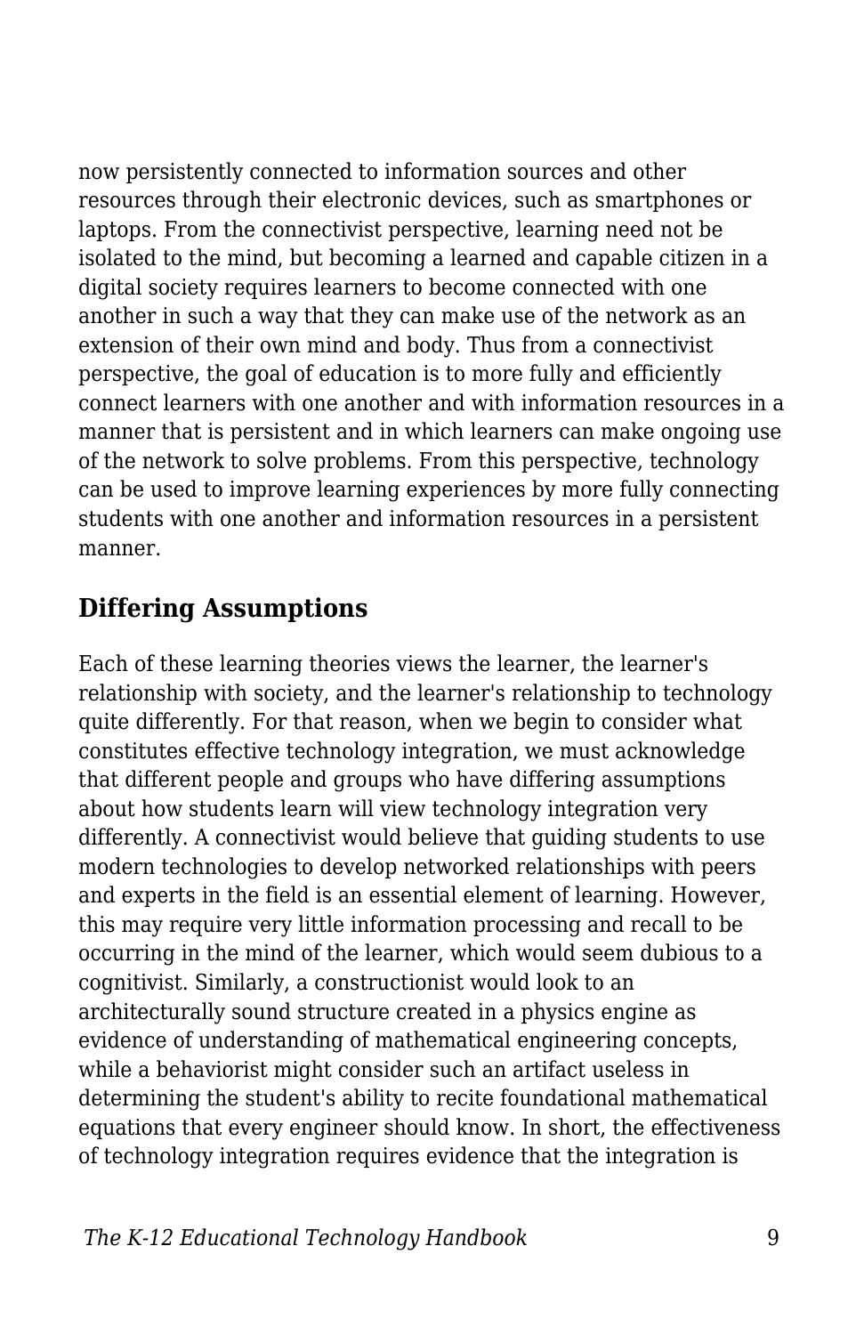now persistently connected to information sources and other resources through their electronic devices, such as smartphones or laptops. From the connectivist perspective, learning need not be isolated to the mind, but becoming a learned and capable citizen in a digital society requires learners to become connected with one another in such a way that they can make use of the network as an extension of their own mind and body. Thus from a connectivist perspective, the goal of education is to more fully and efficiently connect learners with one another and with information resources in a manner that is persistent and in which learners can make ongoing use of the network to solve problems. From this perspective, technology can be used to improve learning experiences by more fully connecting students with one another and information resources in a persistent manner.

## Differing Assumptions

Each of these learning theories views the learner, the learner's relationship with society, and the learner's relationship to technology quite differently. For that reason, when we begin to consider what constitutes effective technology integration, we must acknowledge that different people and groups who have differing assumptions about how students learn will view technology integration very differently. A connectivist would believe that guiding students to use modern technologies to develop networked relationships with peers and experts in the field is an essential element of learning. However, this may require very little information processing and recall to be occurring in the mind of the learner, which would seem dubious to a cognitivist. Similarly, a constructionist would look to an architecturally sound structure created in a physics engine as evidence of understanding of mathematical engineering concepts, while a behaviorist might consider such an artifact useless in determining the student's ability to recite foundational mathematical equations that every engineer should know. In short, the effectiveness of technology integration requires evidence that the integration is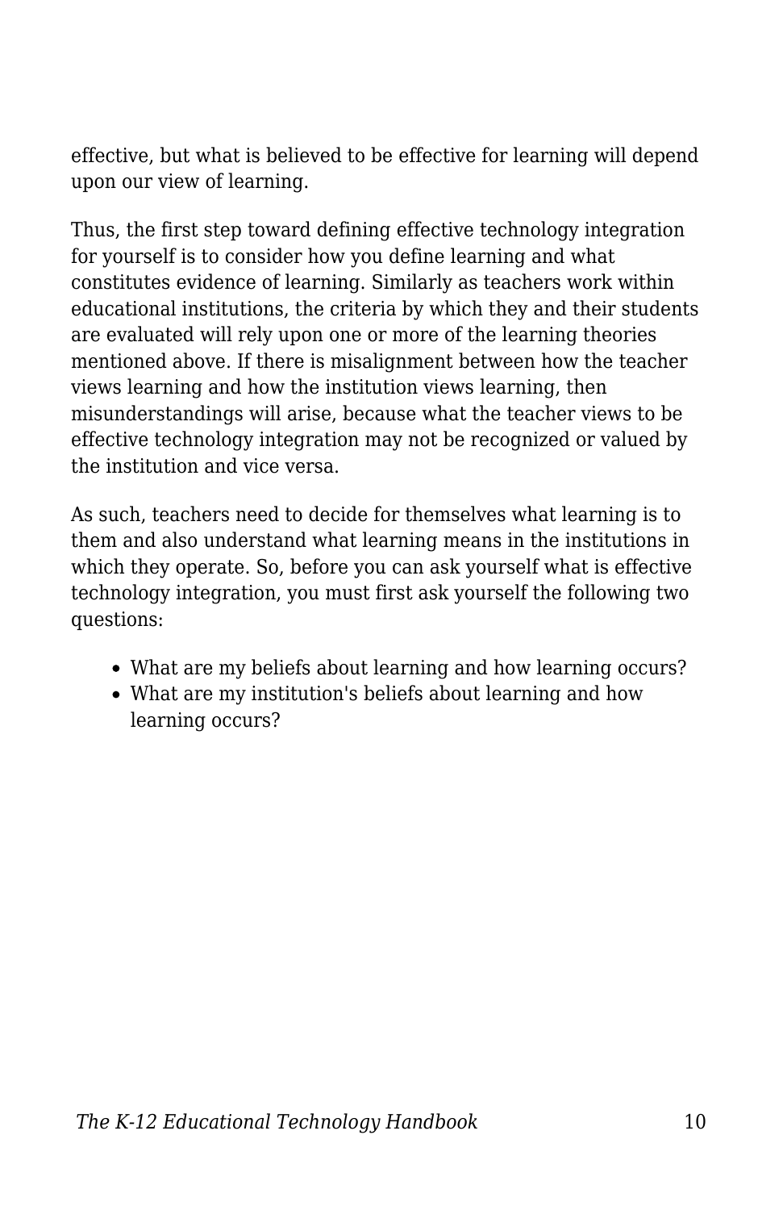effective, but what is believed to be effective for learning will depend upon our view of learning.

Thus, the first step toward defining effective technology integration for yourself is to consider how you define learning and what constitutes evidence of learning. Similarly as teachers work within educational institutions, the criteria by which they and their students are evaluated will rely upon one or more of the learning theories mentioned above. If there is misalignment between how the teacher views learning and how the institution views learning, then misunderstandings will arise, because what the teacher views to be effective technology integration may not be recognized or valued by the institution and vice versa.

As such, teachers need to decide for themselves what learning is to them and also understand what learning means in the institutions in which they operate. So, before you can ask yourself what is effective technology integration, you must first ask yourself the following two questions:

- What are my beliefs about learning and how learning occurs?
- What are my institution's beliefs about learning and how learning occurs?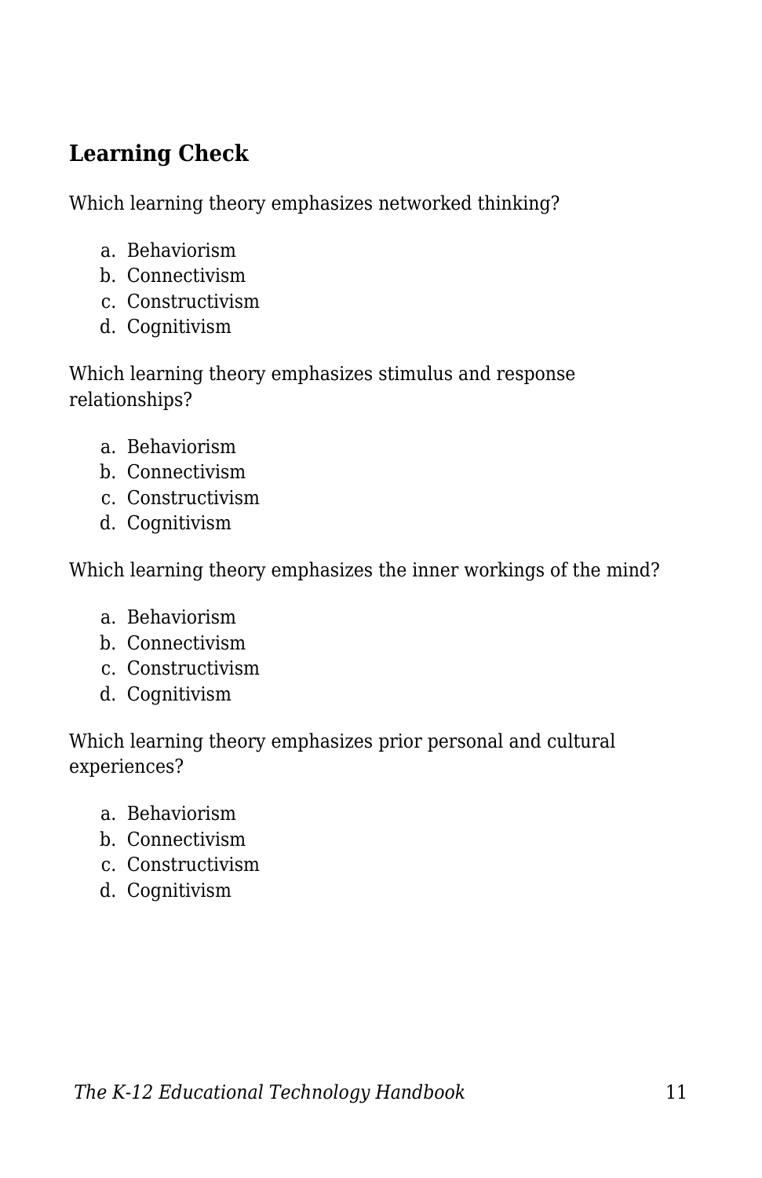## Learning Check

Which learning theory emphasizes networked thinking?

a. Behaviorism
b. Connectivism
c. Constructivism
d. Cognitivism

Which learning theory emphasizes stimulus and response relationships?

a. Behaviorism
b. Connectivism
c. Constructivism
d. Cognitivism

Which learning theory emphasizes the inner workings of the mind?

a. Behaviorism
b. Connectivism
c. Constructivism
d. Cognitivism

Which learning theory emphasizes prior personal and cultural experiences?

a. Behaviorism
b. Connectivism
c. Constructivism
d. Cognitivism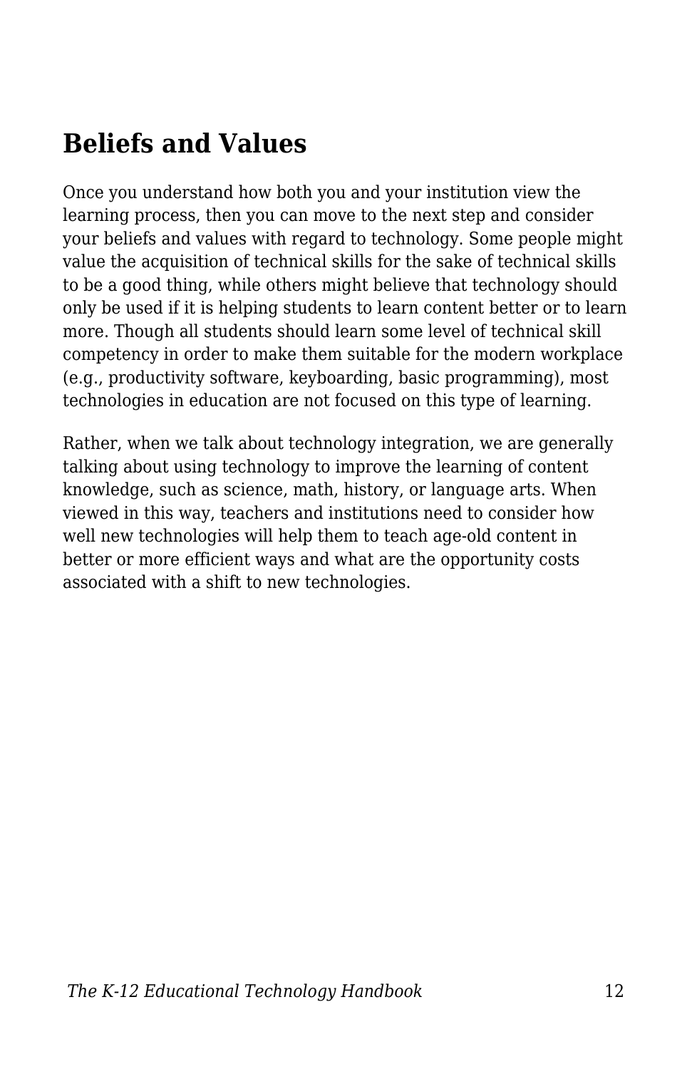## Beliefs and Values

Once you understand how both you and your institution view the learning process, then you can move to the next step and consider your beliefs and values with regard to technology. Some people might value the acquisition of technical skills for the sake of technical skills to be a good thing, while others might believe that technology should only be used if it is helping students to learn content better or to learn more. Though all students should learn some level of technical skill competency in order to make them suitable for the modern workplace (e.g., productivity software, keyboarding, basic programming), most technologies in education are not focused on this type of learning.

Rather, when we talk about technology integration, we are generally talking about using technology to improve the learning of content knowledge, such as science, math, history, or language arts. When viewed in this way, teachers and institutions need to consider how well new technologies will help them to teach age-old content in better or more efficient ways and what are the opportunity costs associated with a shift to new technologies.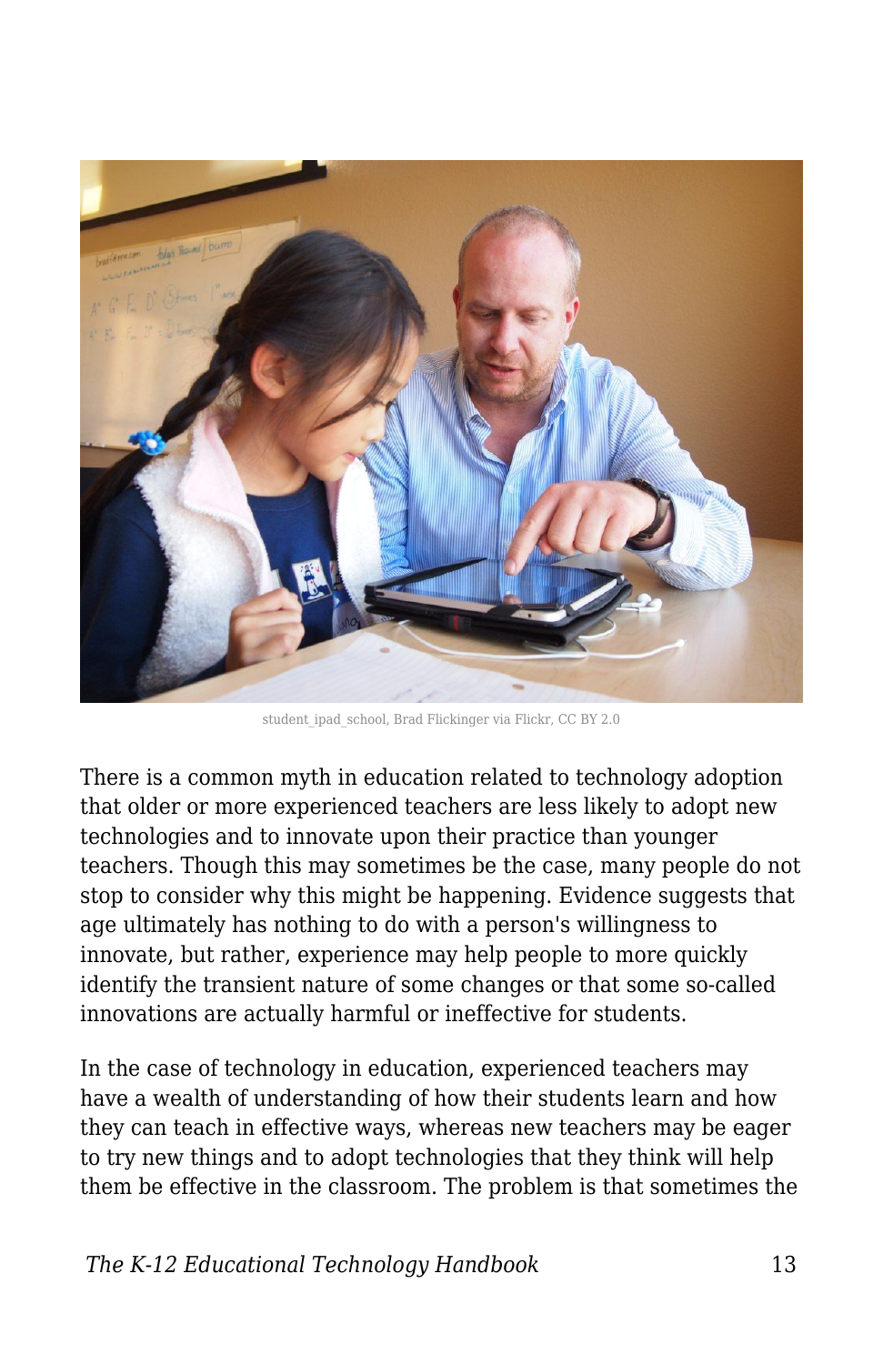student_ipad_school, Brad Flickinger via Flickr, CC BY 2.0

There is a common myth in education related to technology adoption that older or more experienced teachers are less likely to adopt new technologies and to innovate upon their practice than younger teachers. Though this may sometimes be the case, many people do not stop to consider why this might be happening. Evidence suggests that age ultimately has nothing to do with a person's willingness to innovate, but rather, experience may help people to more quickly identify the transient nature of some changes or that some so-called innovations are actually harmful or ineffective for students.

In the case of technology in education, experienced teachers may have a wealth of understanding of how their students learn and how they can teach in effective ways, whereas new teachers may be eager to try new things and to adopt technologies that they think will help them be effective in the classroom. The problem is that sometimes the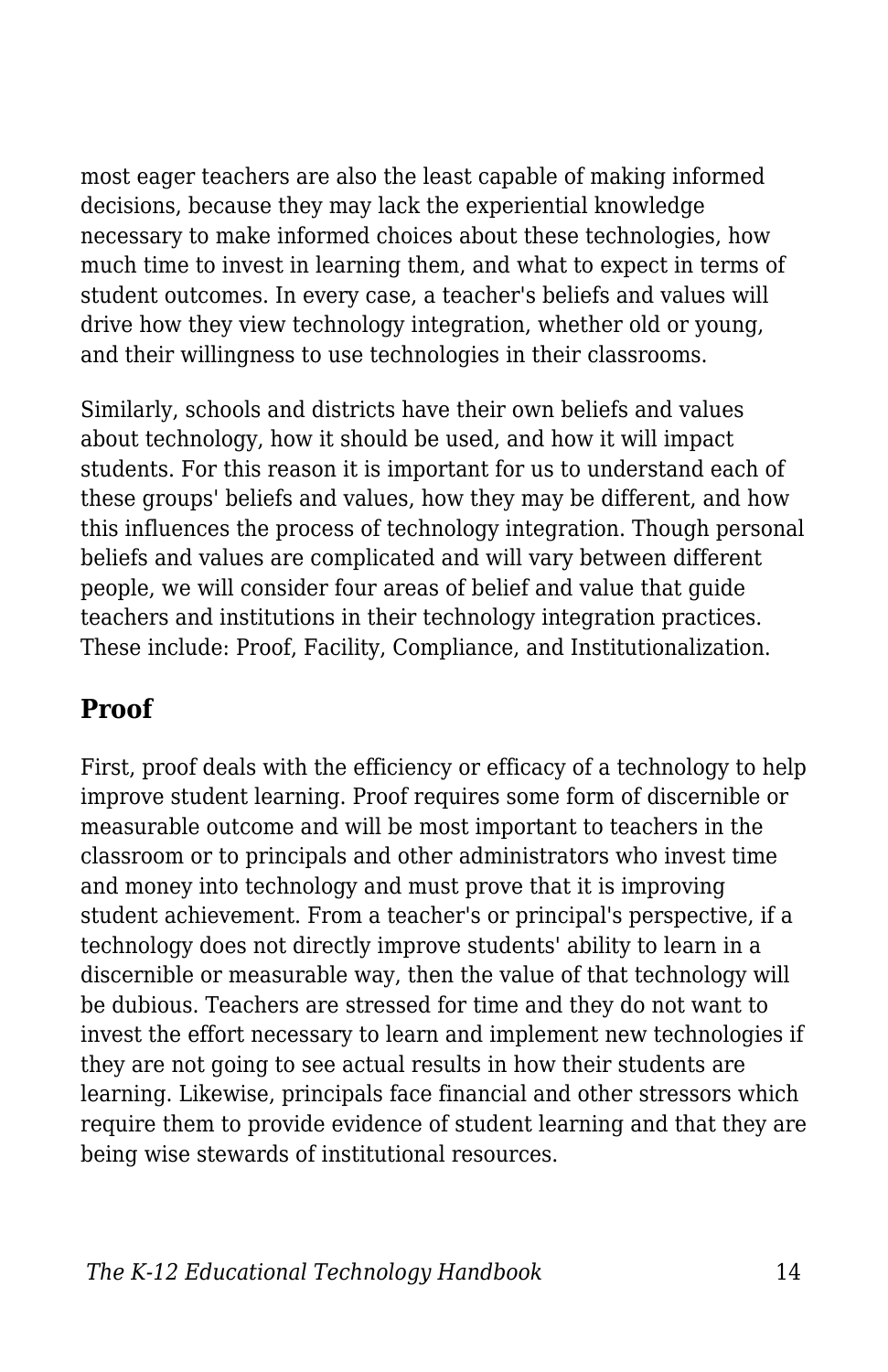most eager teachers are also the least capable of making informed decisions, because they may lack the experiential knowledge necessary to make informed choices about these technologies, how much time to invest in learning them, and what to expect in terms of student outcomes. In every case, a teacher's beliefs and values will drive how they view technology integration, whether old or young, and their willingness to use technologies in their classrooms.

Similarly, schools and districts have their own beliefs and values about technology, how it should be used, and how it will impact students. For this reason it is important for us to understand each of these groups' beliefs and values, how they may be different, and how this influences the process of technology integration. Though personal beliefs and values are complicated and will vary between different people, we will consider four areas of belief and value that guide teachers and institutions in their technology integration practices. These include: Proof, Facility, Compliance, and Institutionalization.

## Proof

First, proof deals with the efficiency or efficacy of a technology to help improve student learning. Proof requires some form of discernible or measurable outcome and will be most important to teachers in the classroom or to principals and other administrators who invest time and money into technology and must prove that it is improving student achievement. From a teacher's or principal's perspective, if a technology does not directly improve students' ability to learn in a discernible or measurable way, then the value of that technology will be dubious. Teachers are stressed for time and they do not want to invest the effort necessary to learn and implement new technologies if they are not going to see actual results in how their students are learning. Likewise, principals face financial and other stressors which require them to provide evidence of student learning and that they are being wise stewards of institutional resources.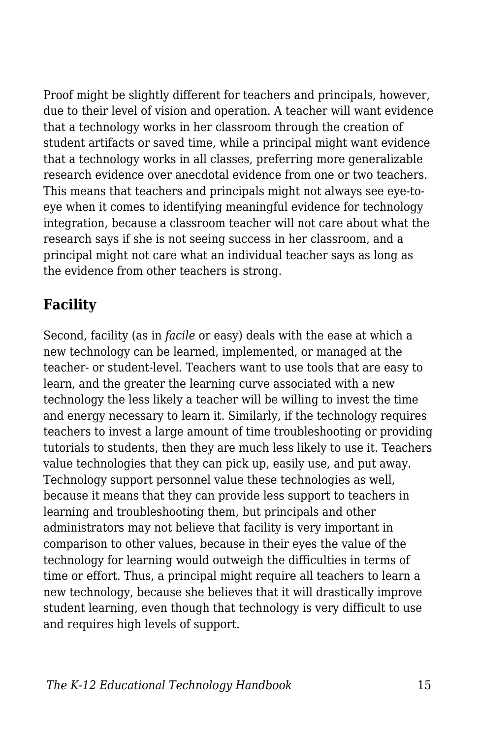Proof might be slightly different for teachers and principals, however, due to their level of vision and operation. A teacher will want evidence that a technology works in her classroom through the creation of student artifacts or saved time, while a principal might want evidence that a technology works in all classes, preferring more generalizable research evidence over anecdotal evidence from one or two teachers. This means that teachers and principals might not always see eye-to-eye when it comes to identifying meaningful evidence for technology integration, because a classroom teacher will not care about what the research says if she is not seeing success in her classroom, and a principal might not care what an individual teacher says as long as the evidence from other teachers is strong.

## Facility

Second, facility (as in *facile* or easy) deals with the ease at which a new technology can be learned, implemented, or managed at the teacher- or student-level. Teachers want to use tools that are easy to learn, and the greater the learning curve associated with a new technology the less likely a teacher will be willing to invest the time and energy necessary to learn it. Similarly, if the technology requires teachers to invest a large amount of time troubleshooting or providing tutorials to students, then they are much less likely to use it. Teachers value technologies that they can pick up, easily use, and put away. Technology support personnel value these technologies as well, because it means that they can provide less support to teachers in learning and troubleshooting them, but principals and other administrators may not believe that facility is very important in comparison to other values, because in their eyes the value of the technology for learning would outweigh the difficulties in terms of time or effort. Thus, a principal might require all teachers to learn a new technology, because she believes that it will drastically improve student learning, even though that technology is very difficult to use and requires high levels of support.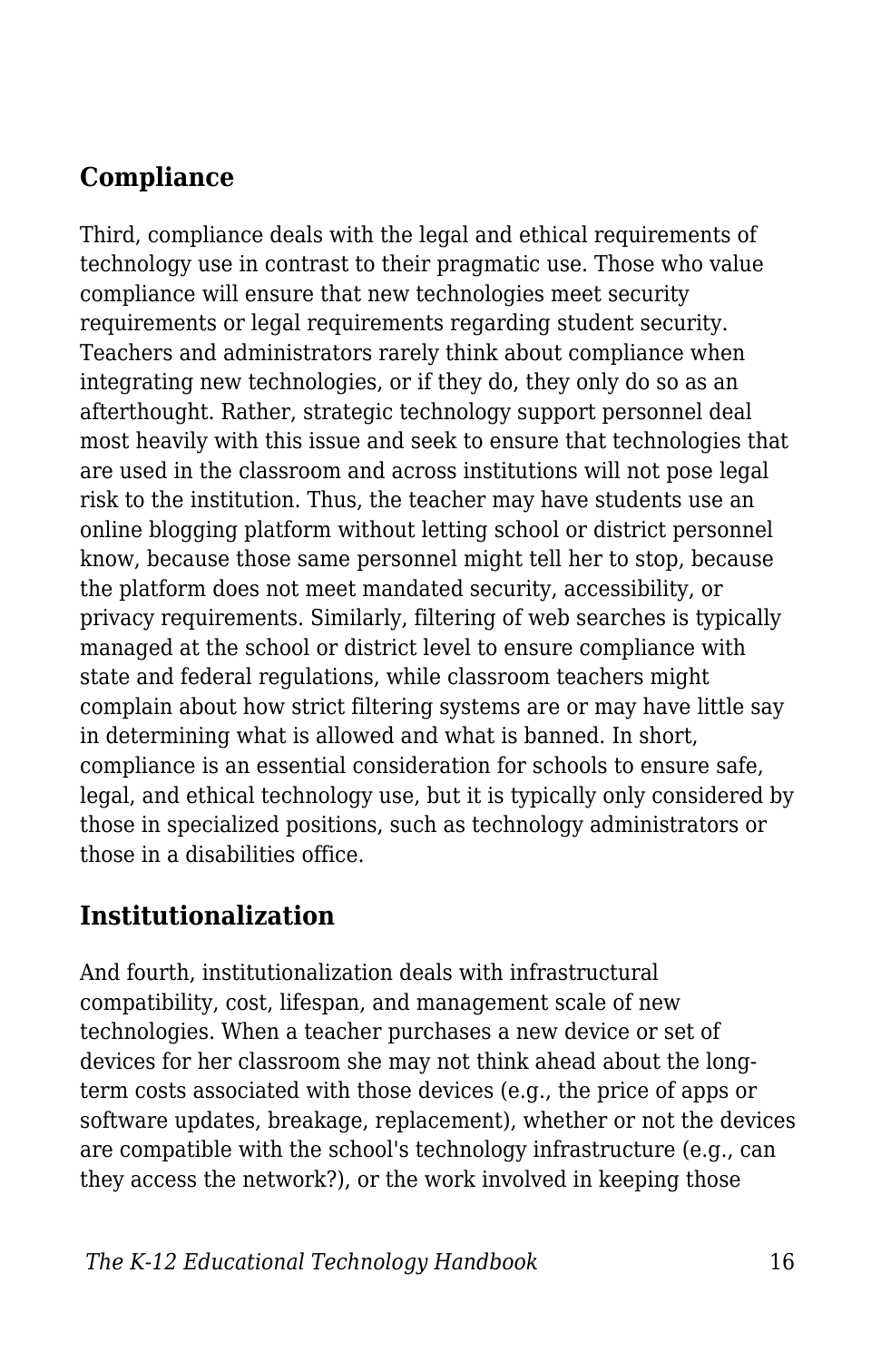## Compliance

Third, compliance deals with the legal and ethical requirements of technology use in contrast to their pragmatic use. Those who value compliance will ensure that new technologies meet security requirements or legal requirements regarding student security. Teachers and administrators rarely think about compliance when integrating new technologies, or if they do, they only do so as an afterthought. Rather, strategic technology support personnel deal most heavily with this issue and seek to ensure that technologies that are used in the classroom and across institutions will not pose legal risk to the institution. Thus, the teacher may have students use an online blogging platform without letting school or district personnel know, because those same personnel might tell her to stop, because the platform does not meet mandated security, accessibility, or privacy requirements. Similarly, filtering of web searches is typically managed at the school or district level to ensure compliance with state and federal regulations, while classroom teachers might complain about how strict filtering systems are or may have little say in determining what is allowed and what is banned. In short, compliance is an essential consideration for schools to ensure safe, legal, and ethical technology use, but it is typically only considered by those in specialized positions, such as technology administrators or those in a disabilities office.

## Institutionalization

And fourth, institutionalization deals with infrastructural compatibility, cost, lifespan, and management scale of new technologies. When a teacher purchases a new device or set of devices for her classroom she may not think ahead about the long-term costs associated with those devices (e.g., the price of apps or software updates, breakage, replacement), whether or not the devices are compatible with the school's technology infrastructure (e.g., can they access the network?), or the work involved in keeping those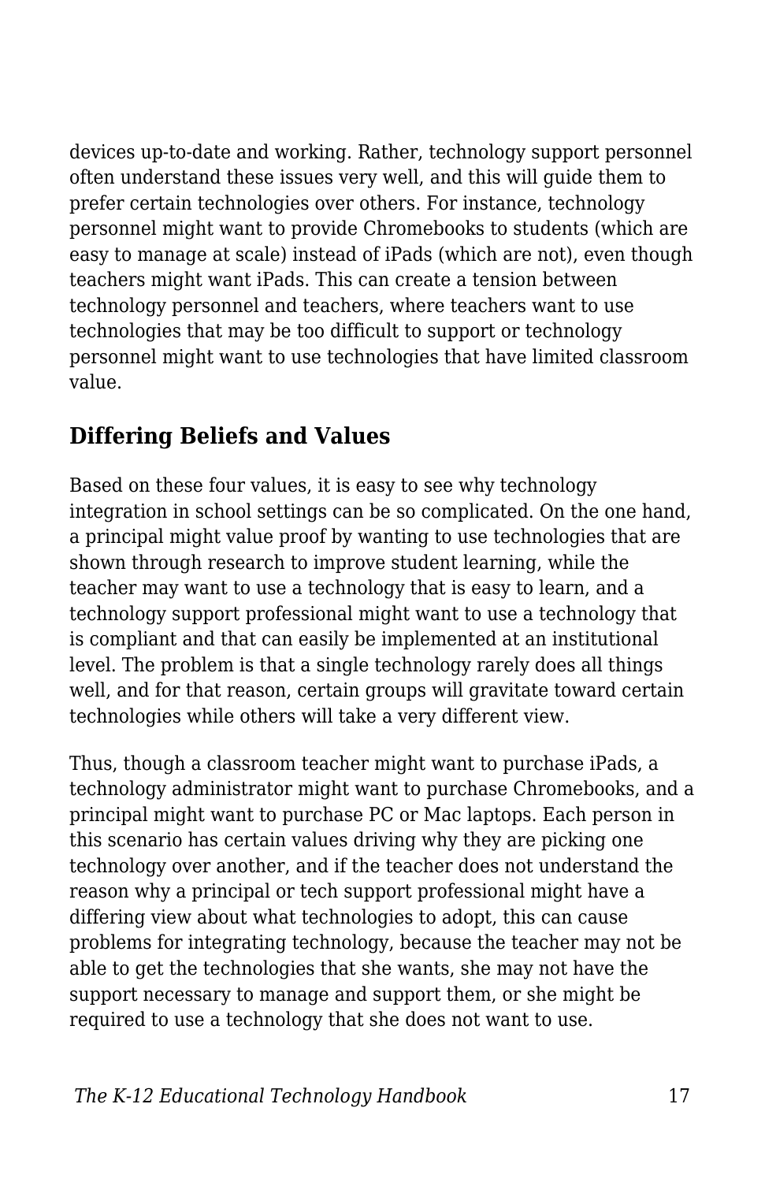devices up-to-date and working. Rather, technology support personnel often understand these issues very well, and this will guide them to prefer certain technologies over others. For instance, technology personnel might want to provide Chromebooks to students (which are easy to manage at scale) instead of iPads (which are not), even though teachers might want iPads. This can create a tension between technology personnel and teachers, where teachers want to use technologies that may be too difficult to support or technology personnel might want to use technologies that have limited classroom value.

## Differing Beliefs and Values

Based on these four values, it is easy to see why technology integration in school settings can be so complicated. On the one hand, a principal might value proof by wanting to use technologies that are shown through research to improve student learning, while the teacher may want to use a technology that is easy to learn, and a technology support professional might want to use a technology that is compliant and that can easily be implemented at an institutional level. The problem is that a single technology rarely does all things well, and for that reason, certain groups will gravitate toward certain technologies while others will take a very different view.

Thus, though a classroom teacher might want to purchase iPads, a technology administrator might want to purchase Chromebooks, and a principal might want to purchase PC or Mac laptops. Each person in this scenario has certain values driving why they are picking one technology over another, and if the teacher does not understand the reason why a principal or tech support professional might have a differing view about what technologies to adopt, this can cause problems for integrating technology, because the teacher may not be able to get the technologies that she wants, she may not have the support necessary to manage and support them, or she might be required to use a technology that she does not want to use.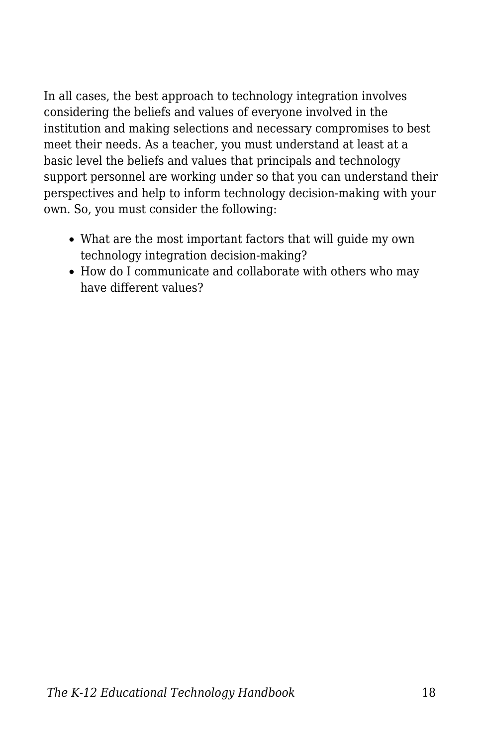In all cases, the best approach to technology integration involves considering the beliefs and values of everyone involved in the institution and making selections and necessary compromises to best meet their needs. As a teacher, you must understand at least at a basic level the beliefs and values that principals and technology support personnel are working under so that you can understand their perspectives and help to inform technology decision-making with your own. So, you must consider the following:

- What are the most important factors that will guide my own technology integration decision-making?
- How do I communicate and collaborate with others who may have different values?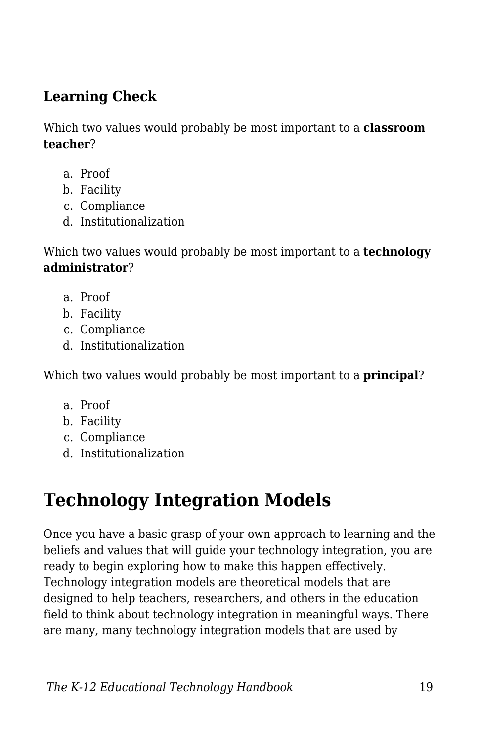### Learning Check

Which two values would probably be most important to a **classroom teacher**?

a. Proof
b. Facility
c. Compliance
d. Institutionalization

Which two values would probably be most important to a **technology administrator**?

a. Proof
b. Facility
c. Compliance
d. Institutionalization

Which two values would probably be most important to a **principal**?

a. Proof
b. Facility
c. Compliance
d. Institutionalization

## Technology Integration Models

Once you have a basic grasp of your own approach to learning and the beliefs and values that will guide your technology integration, you are ready to begin exploring how to make this happen effectively. Technology integration models are theoretical models that are designed to help teachers, researchers, and others in the education field to think about technology integration in meaningful ways. There are many, many technology integration models that are used by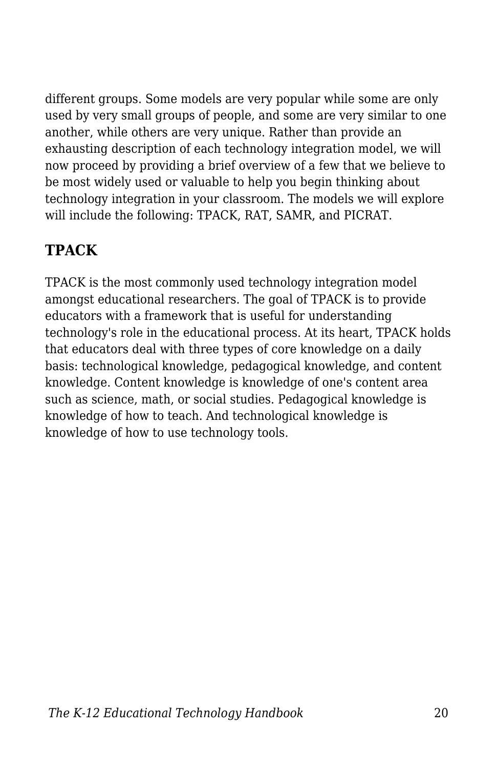different groups. Some models are very popular while some are only used by very small groups of people, and some are very similar to one another, while others are very unique. Rather than provide an exhausting description of each technology integration model, we will now proceed by providing a brief overview of a few that we believe to be most widely used or valuable to help you begin thinking about technology integration in your classroom. The models we will explore will include the following: TPACK, RAT, SAMR, and PICRAT.

## TPACK

TPACK is the most commonly used technology integration model amongst educational researchers. The goal of TPACK is to provide educators with a framework that is useful for understanding technology's role in the educational process. At its heart, TPACK holds that educators deal with three types of core knowledge on a daily basis: technological knowledge, pedagogical knowledge, and content knowledge. Content knowledge is knowledge of one's content area such as science, math, or social studies. Pedagogical knowledge is knowledge of how to teach. And technological knowledge is knowledge of how to use technology tools.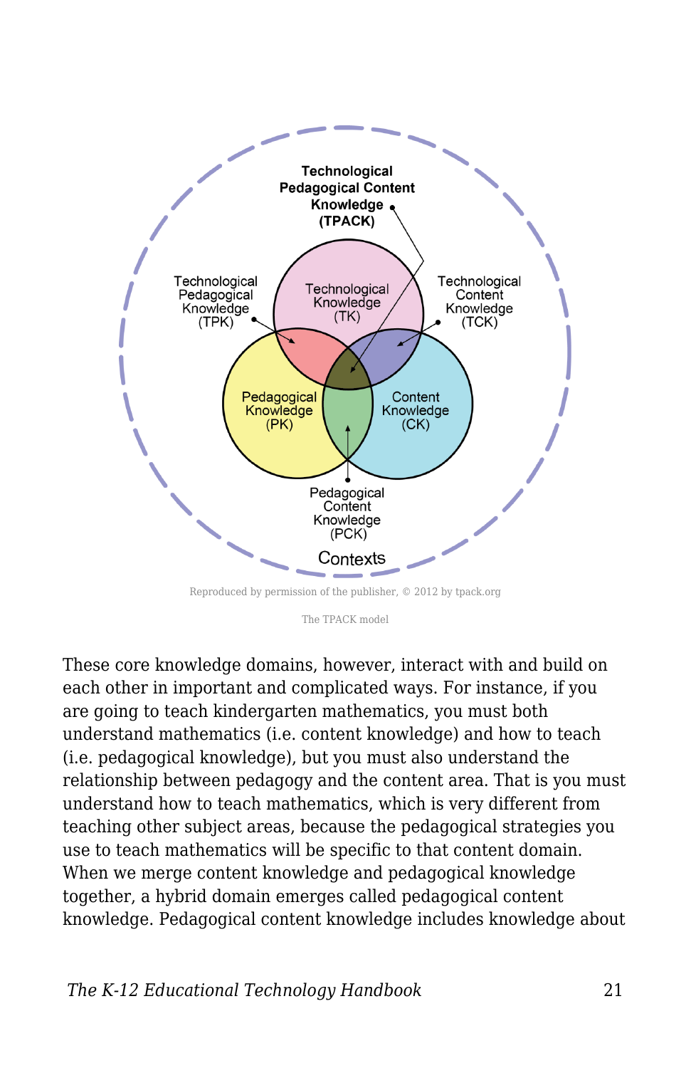Reproduced by permission of the publisher, © 2012 by tpack.org

The TPACK model

These core knowledge domains, however, interact with and build on each other in important and complicated ways. For instance, if you are going to teach kindergarten mathematics, you must both understand mathematics (i.e. content knowledge) and how to teach (i.e. pedagogical knowledge), but you must also understand the relationship between pedagogy and the content area. That is you must understand how to teach mathematics, which is very different from teaching other subject areas, because the pedagogical strategies you use to teach mathematics will be specific to that content domain. When we merge content knowledge and pedagogical knowledge together, a hybrid domain emerges called pedagogical content knowledge. Pedagogical content knowledge includes knowledge about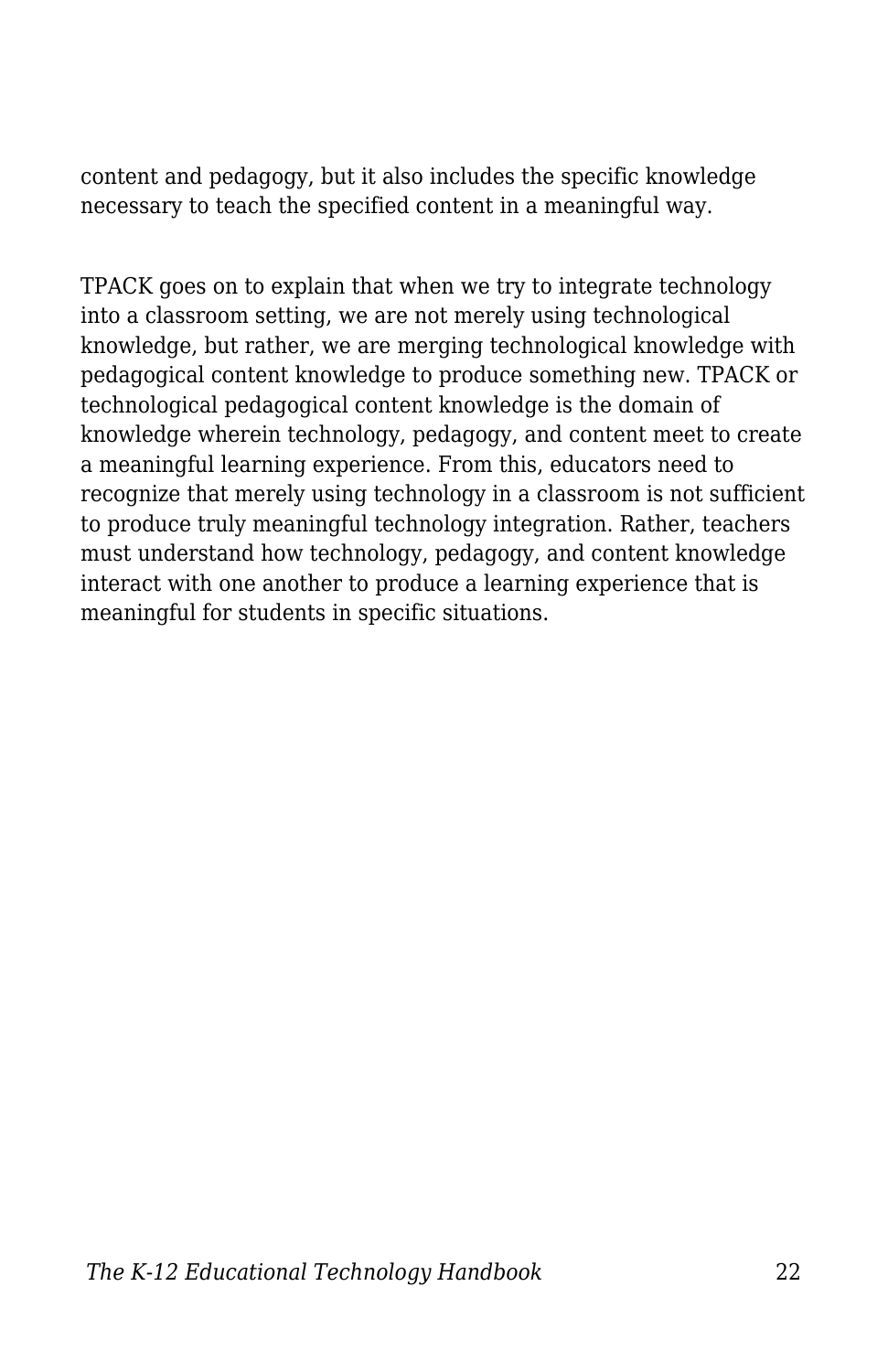content and pedagogy, but it also includes the specific knowledge necessary to teach the specified content in a meaningful way.

TPACK goes on to explain that when we try to integrate technology into a classroom setting, we are not merely using technological knowledge, but rather, we are merging technological knowledge with pedagogical content knowledge to produce something new. TPACK or technological pedagogical content knowledge is the domain of knowledge wherein technology, pedagogy, and content meet to create a meaningful learning experience. From this, educators need to recognize that merely using technology in a classroom is not sufficient to produce truly meaningful technology integration. Rather, teachers must understand how technology, pedagogy, and content knowledge interact with one another to produce a learning experience that is meaningful for students in specific situations.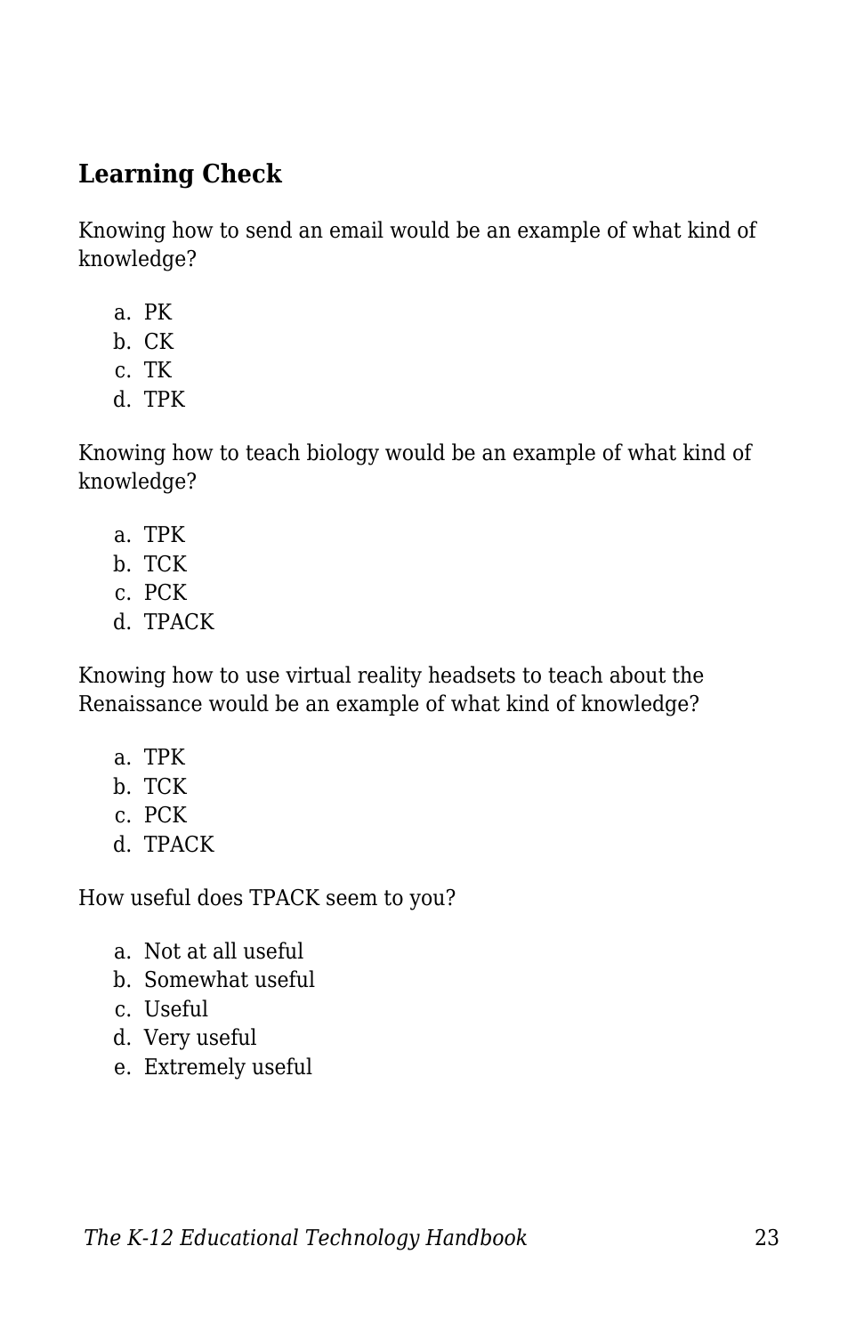## Learning Check

Knowing how to send an email would be an example of what kind of knowledge?

a. PK
b. CK
c. TK
d. TPK

Knowing how to teach biology would be an example of what kind of knowledge?

a. TPK
b. TCK
c. PCK
d. TPACK

Knowing how to use virtual reality headsets to teach about the Renaissance would be an example of what kind of knowledge?

a. TPK
b. TCK
c. PCK
d. TPACK

How useful does TPACK seem to you?

a. Not at all useful
b. Somewhat useful
c. Useful
d. Very useful
e. Extremely useful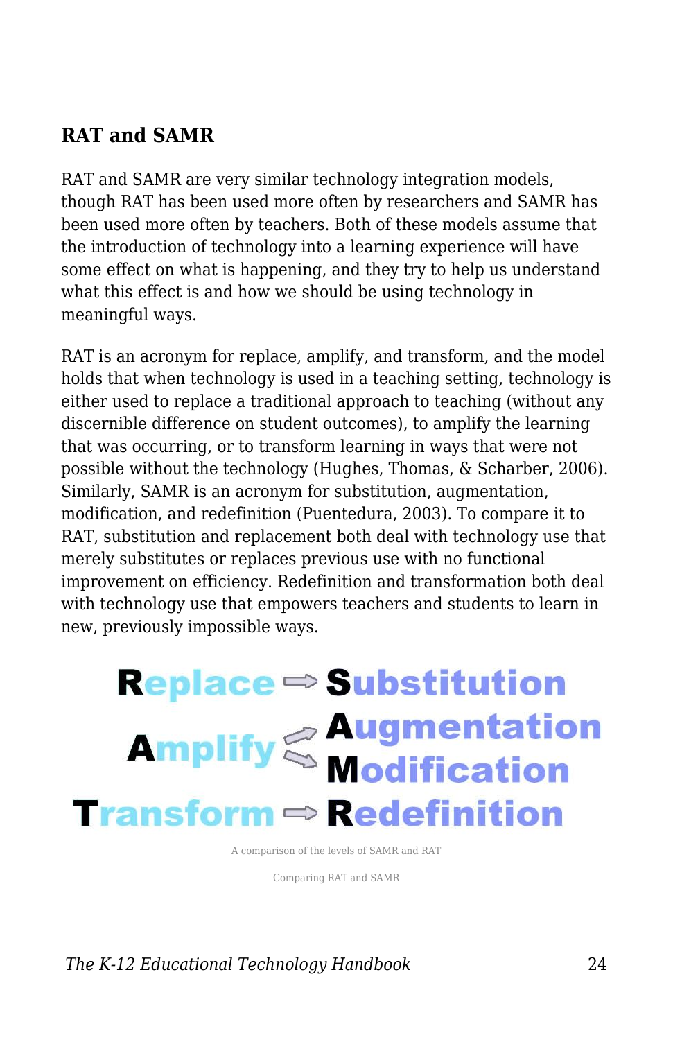## RAT and SAMR

RAT and SAMR are very similar technology integration models, though RAT has been used more often by researchers and SAMR has been used more often by teachers. Both of these models assume that the introduction of technology into a learning experience will have some effect on what is happening, and they try to help us understand what this effect is and how we should be using technology in meaningful ways.

RAT is an acronym for replace, amplify, and transform, and the model holds that when technology is used in a teaching setting, technology is either used to replace a traditional approach to teaching (without any discernible difference on student outcomes), to amplify the learning that was occurring, or to transform learning in ways that were not possible without the technology (Hughes, Thomas, & Scharber, 2006). Similarly, SAMR is an acronym for substitution, augmentation, modification, and redefinition (Puentedura, 2003). To compare it to RAT, substitution and replacement both deal with technology use that merely substitutes or replaces previous use with no functional improvement on efficiency. Redefinition and transformation both deal with technology use that empowers teachers and students to learn in new, previously impossible ways.

A comparison of the levels of SAMR and RAT

Comparing RAT and SAMR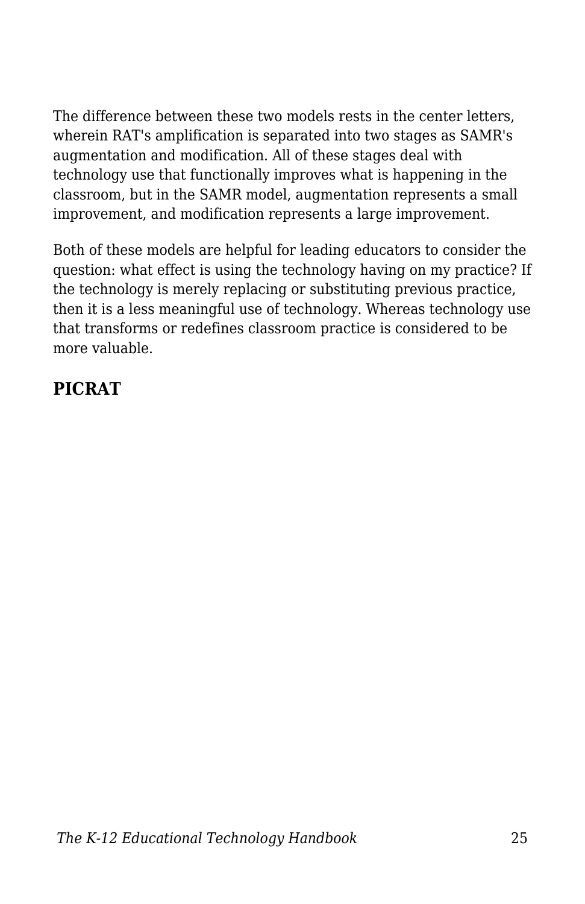The difference between these two models rests in the center letters, wherein RAT's amplification is separated into two stages as SAMR's augmentation and modification. All of these stages deal with technology use that functionally improves what is happening in the classroom, but in the SAMR model, augmentation represents a small improvement, and modification represents a large improvement.

Both of these models are helpful for leading educators to consider the question: what effect is using the technology having on my practice? If the technology is merely replacing or substituting previous practice, then it is a less meaningful use of technology. Whereas technology use that transforms or redefines classroom practice is considered to be more valuable.

## PICRAT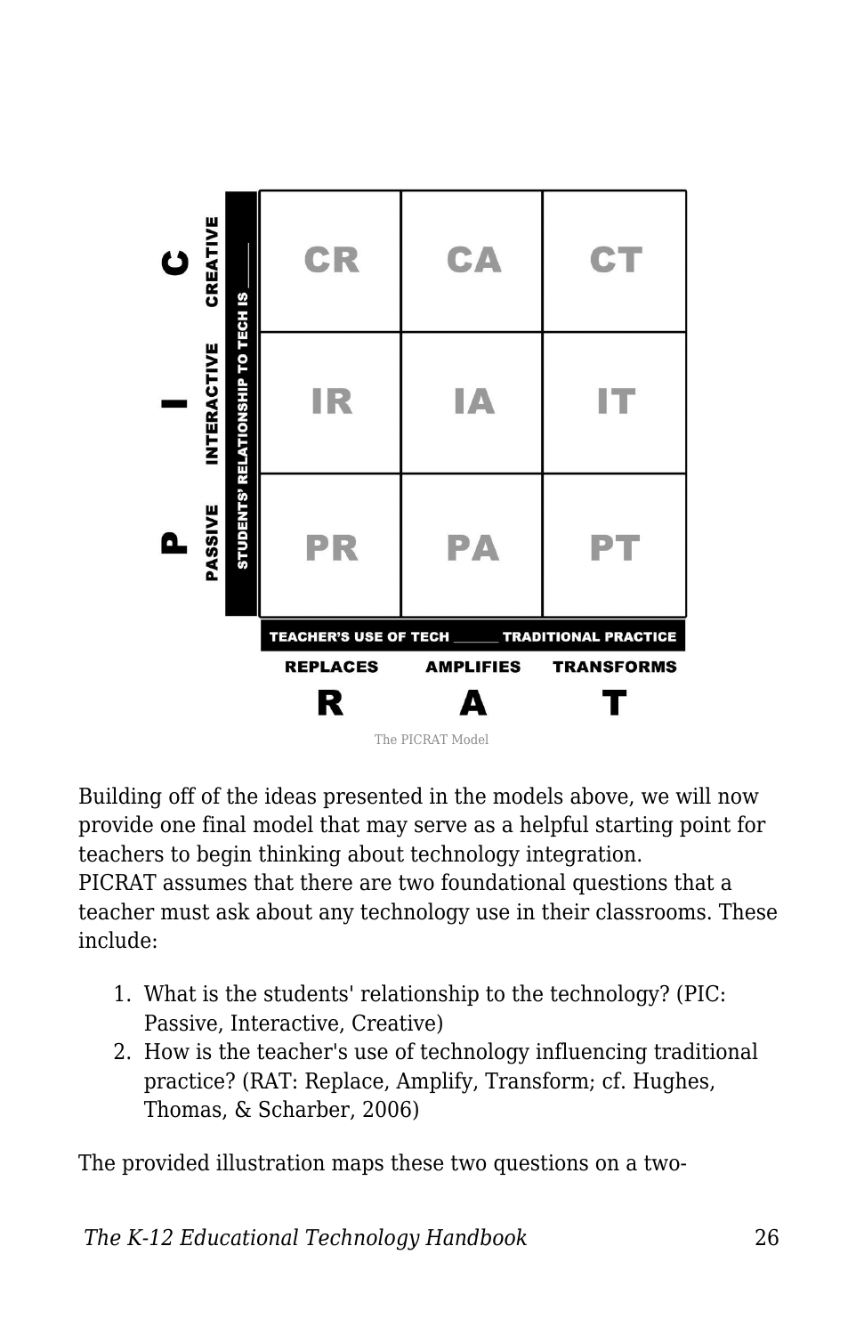| STUDENTS' RELATIONSHIP TO TECH IS ___ | REPLACES (R) | AMPLIFIES (A) | TRANSFORMS (T) |
| --- | --- | --- | --- |
| CREATIVE (C) | CR | CA | CT |
| INTERACTIVE (I) | IR | IA | IT |
| PASSIVE (P) | PR | PA | PT |

TEACHER'S USE OF TECH ______ TRADITIONAL PRACTICE

The PICRAT Model

Building off of the ideas presented in the models above, we will now provide one final model that may serve as a helpful starting point for teachers to begin thinking about technology integration. PICRAT assumes that there are two foundational questions that a teacher must ask about any technology use in their classrooms. These include:

1. What is the students' relationship to the technology? (PIC: Passive, Interactive, Creative)
2. How is the teacher's use of technology influencing traditional practice? (RAT: Replace, Amplify, Transform; cf. Hughes, Thomas, & Scharber, 2006)

The provided illustration maps these two questions on a two-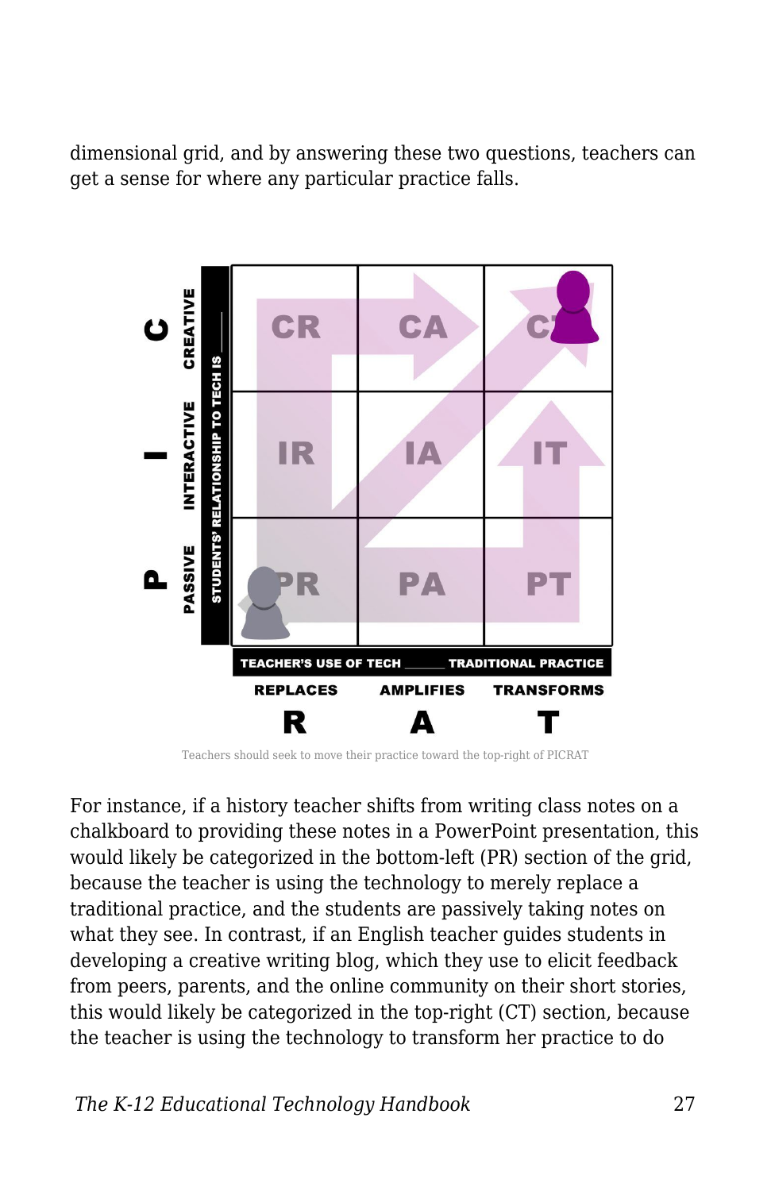dimensional grid, and by answering these two questions, teachers can get a sense for where any particular practice falls.

Teachers should seek to move their practice toward the top-right of PICRAT

For instance, if a history teacher shifts from writing class notes on a chalkboard to providing these notes in a PowerPoint presentation, this would likely be categorized in the bottom-left (PR) section of the grid, because the teacher is using the technology to merely replace a traditional practice, and the students are passively taking notes on what they see. In contrast, if an English teacher guides students in developing a creative writing blog, which they use to elicit feedback from peers, parents, and the online community on their short stories, this would likely be categorized in the top-right (CT) section, because the teacher is using the technology to transform her practice to do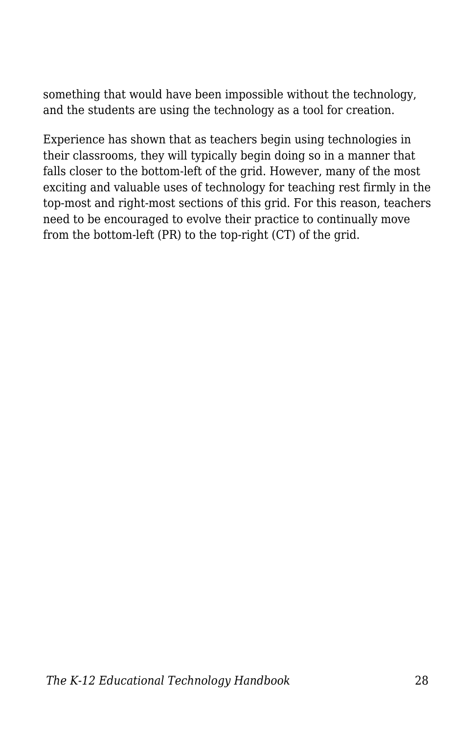something that would have been impossible without the technology, and the students are using the technology as a tool for creation.

Experience has shown that as teachers begin using technologies in their classrooms, they will typically begin doing so in a manner that falls closer to the bottom-left of the grid. However, many of the most exciting and valuable uses of technology for teaching rest firmly in the top-most and right-most sections of this grid. For this reason, teachers need to be encouraged to evolve their practice to continually move from the bottom-left (PR) to the top-right (CT) of the grid.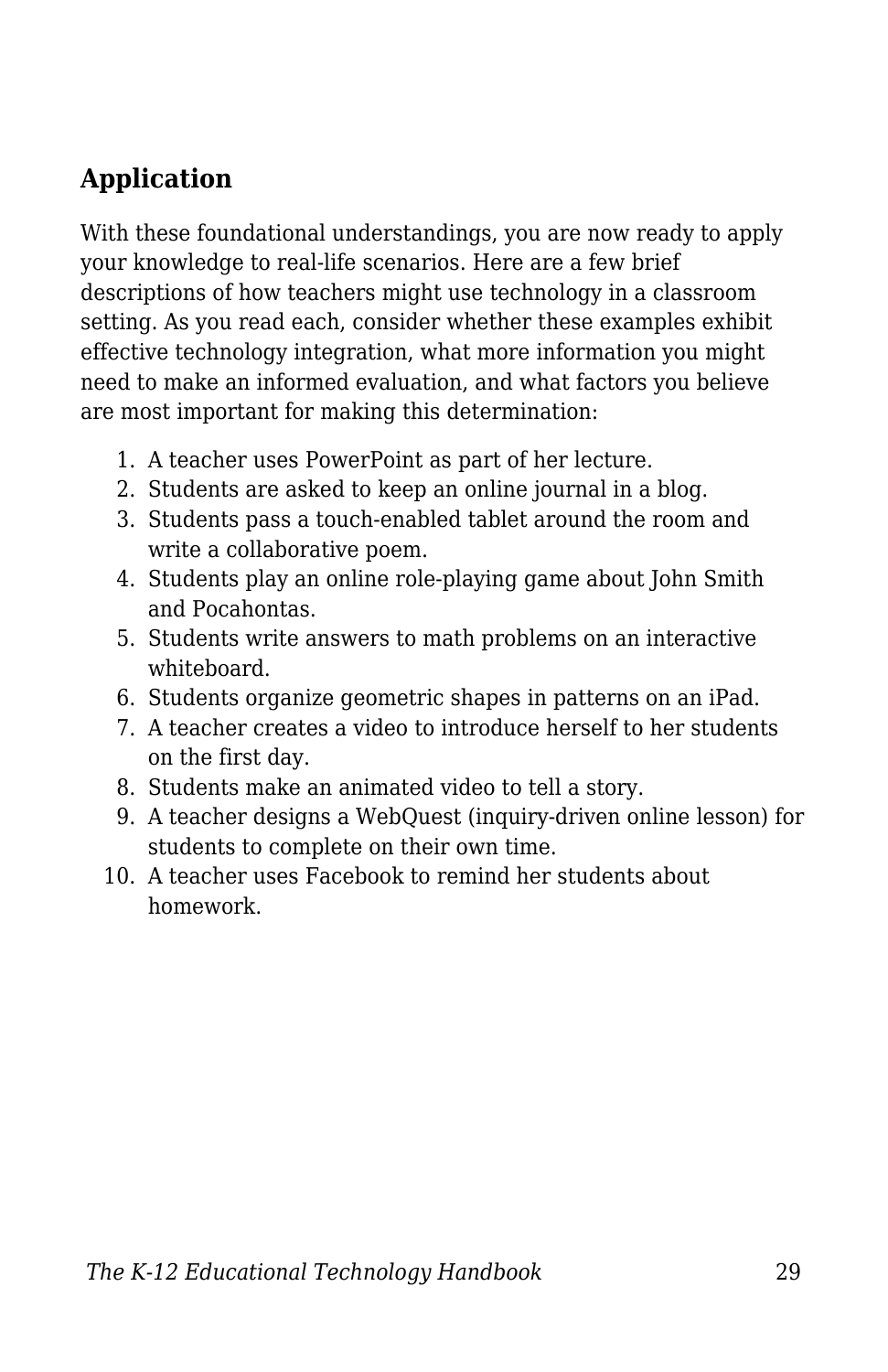## Application

With these foundational understandings, you are now ready to apply your knowledge to real-life scenarios. Here are a few brief descriptions of how teachers might use technology in a classroom setting. As you read each, consider whether these examples exhibit effective technology integration, what more information you might need to make an informed evaluation, and what factors you believe are most important for making this determination:

1. A teacher uses PowerPoint as part of her lecture.
2. Students are asked to keep an online journal in a blog.
3. Students pass a touch-enabled tablet around the room and write a collaborative poem.
4. Students play an online role-playing game about John Smith and Pocahontas.
5. Students write answers to math problems on an interactive whiteboard.
6. Students organize geometric shapes in patterns on an iPad.
7. A teacher creates a video to introduce herself to her students on the first day.
8. Students make an animated video to tell a story.
9. A teacher designs a WebQuest (inquiry-driven online lesson) for students to complete on their own time.
10. A teacher uses Facebook to remind her students about homework.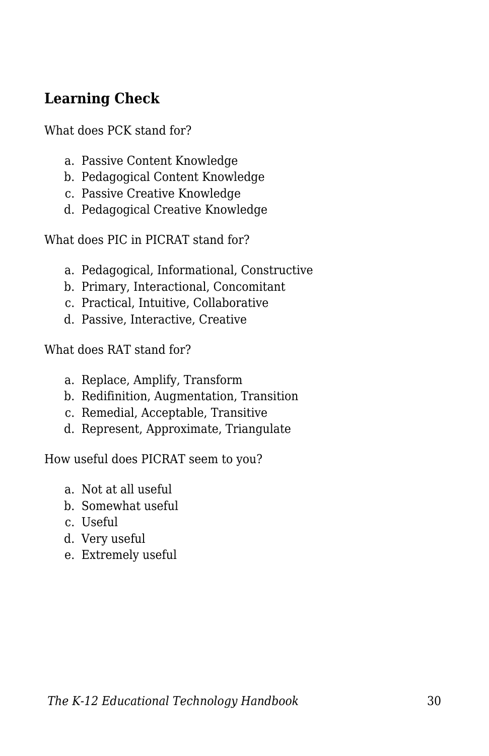## Learning Check

What does PCK stand for?

a. Passive Content Knowledge
b. Pedagogical Content Knowledge
c. Passive Creative Knowledge
d. Pedagogical Creative Knowledge

What does PIC in PICRAT stand for?

a. Pedagogical, Informational, Constructive
b. Primary, Interactional, Concomitant
c. Practical, Intuitive, Collaborative
d. Passive, Interactive, Creative

What does RAT stand for?

a. Replace, Amplify, Transform
b. Redifinition, Augmentation, Transition
c. Remedial, Acceptable, Transitive
d. Represent, Approximate, Triangulate

How useful does PICRAT seem to you?

a. Not at all useful
b. Somewhat useful
c. Useful
d. Very useful
e. Extremely useful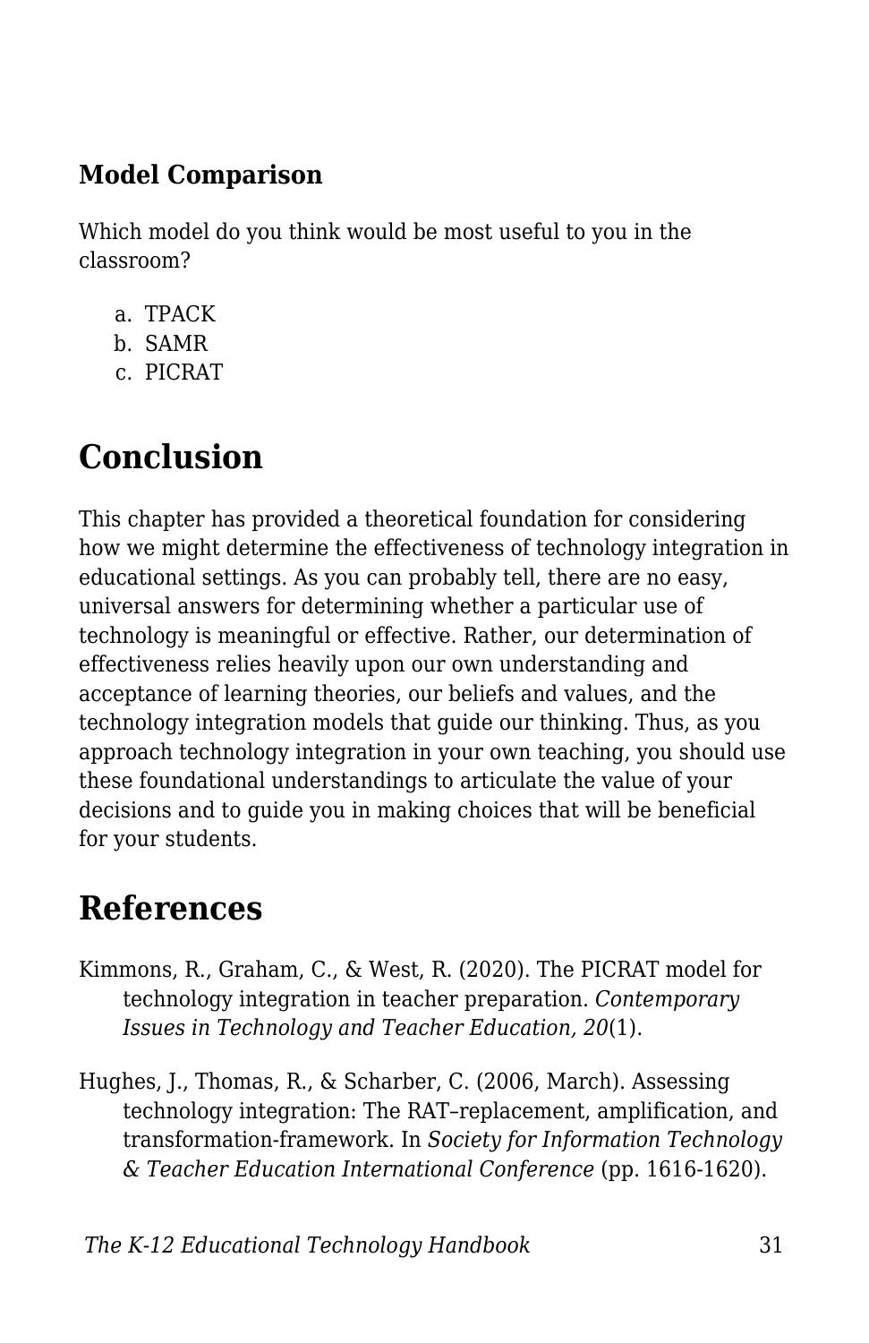### Model Comparison

Which model do you think would be most useful to you in the classroom?

a. TPACK
b. SAMR
c. PICRAT

## Conclusion

This chapter has provided a theoretical foundation for considering how we might determine the effectiveness of technology integration in educational settings. As you can probably tell, there are no easy, universal answers for determining whether a particular use of technology is meaningful or effective. Rather, our determination of effectiveness relies heavily upon our own understanding and acceptance of learning theories, our beliefs and values, and the technology integration models that guide our thinking. Thus, as you approach technology integration in your own teaching, you should use these foundational understandings to articulate the value of your decisions and to guide you in making choices that will be beneficial for your students.

## References

Kimmons, R., Graham, C., & West, R. (2020). The PICRAT model for technology integration in teacher preparation. *Contemporary Issues in Technology and Teacher Education, 20*(1).

Hughes, J., Thomas, R., & Scharber, C. (2006, March). Assessing technology integration: The RAT–replacement, amplification, and transformation-framework. In *Society for Information Technology & Teacher Education International Conference* (pp. 1616-1620).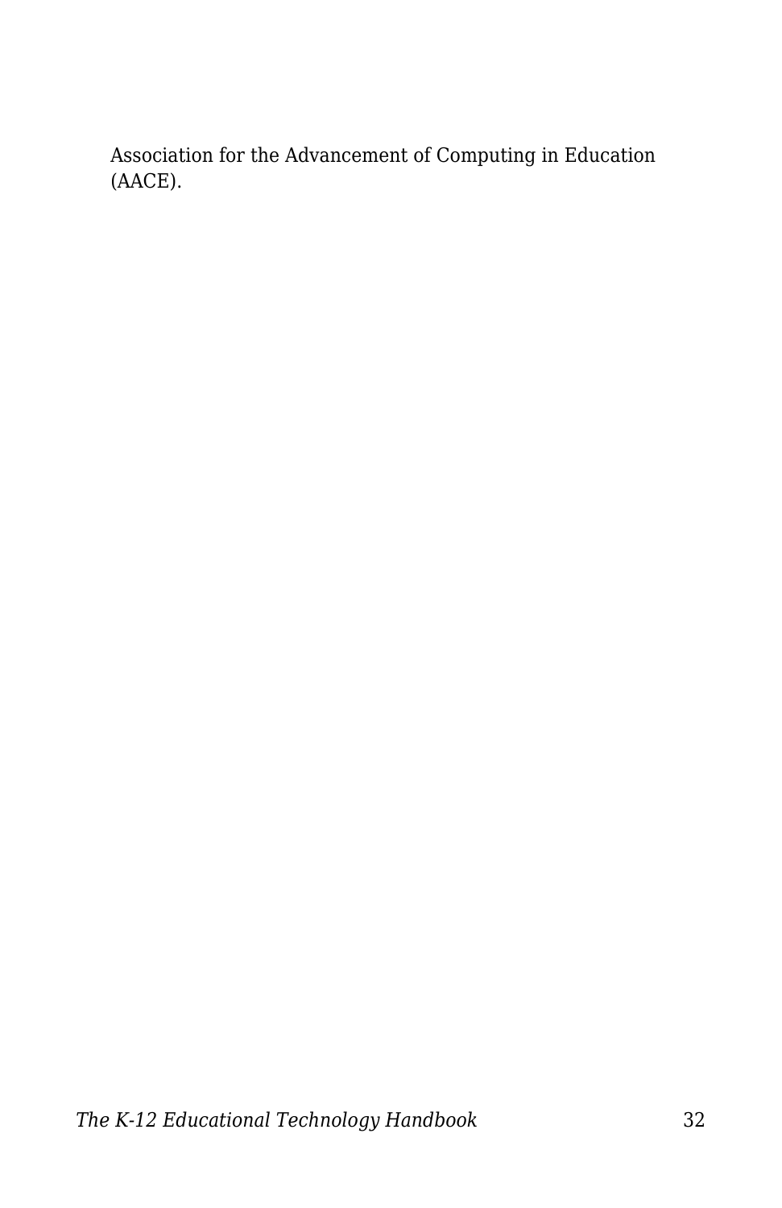Association for the Advancement of Computing in Education (AACE).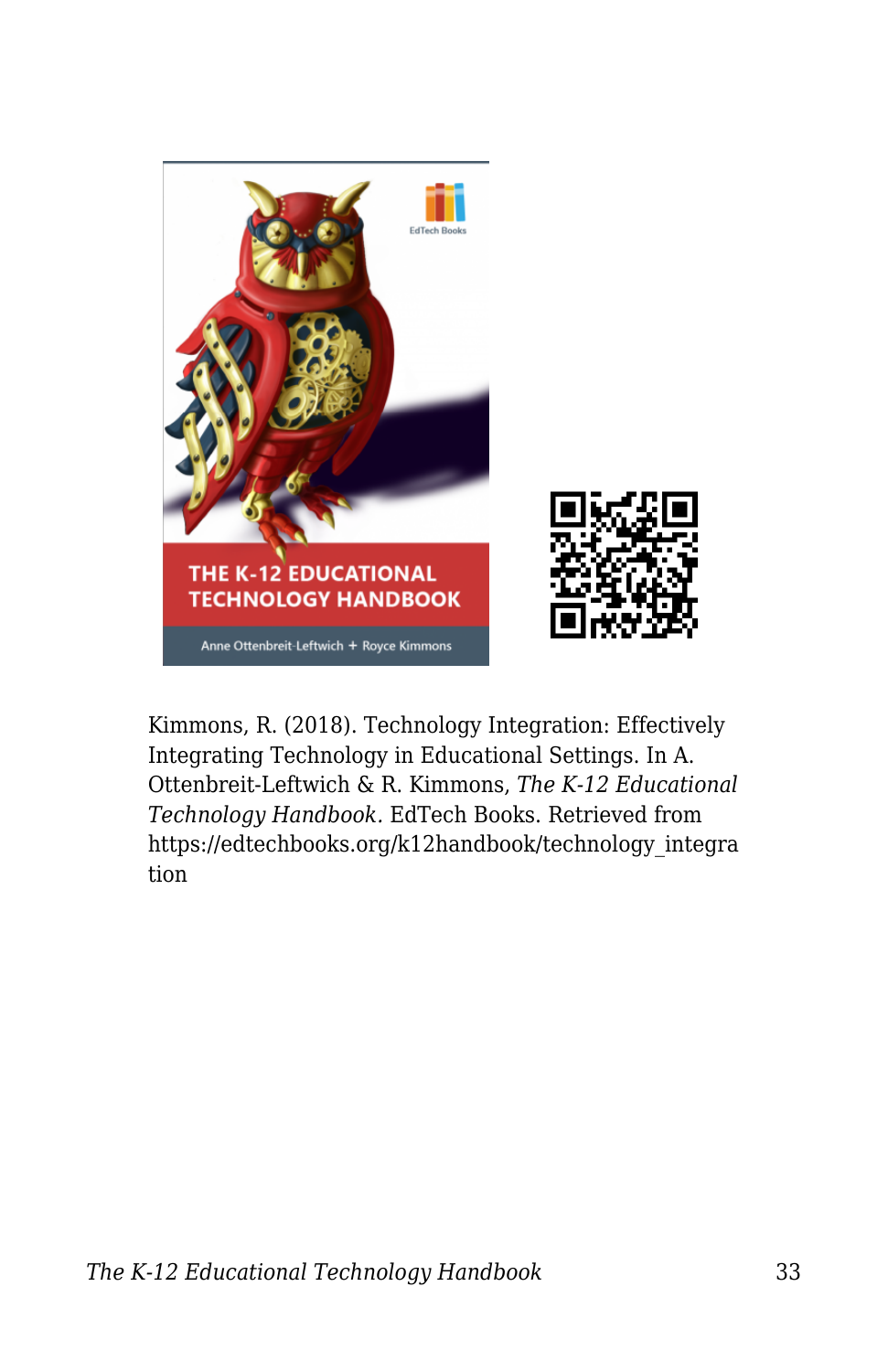Kimmons, R. (2018). Technology Integration: Effectively Integrating Technology in Educational Settings. In A. Ottenbreit-Leftwich & R. Kimmons, *The K-12 Educational Technology Handbook*. EdTech Books. Retrieved from https://edtechbooks.org/k12handbook/technology_integration